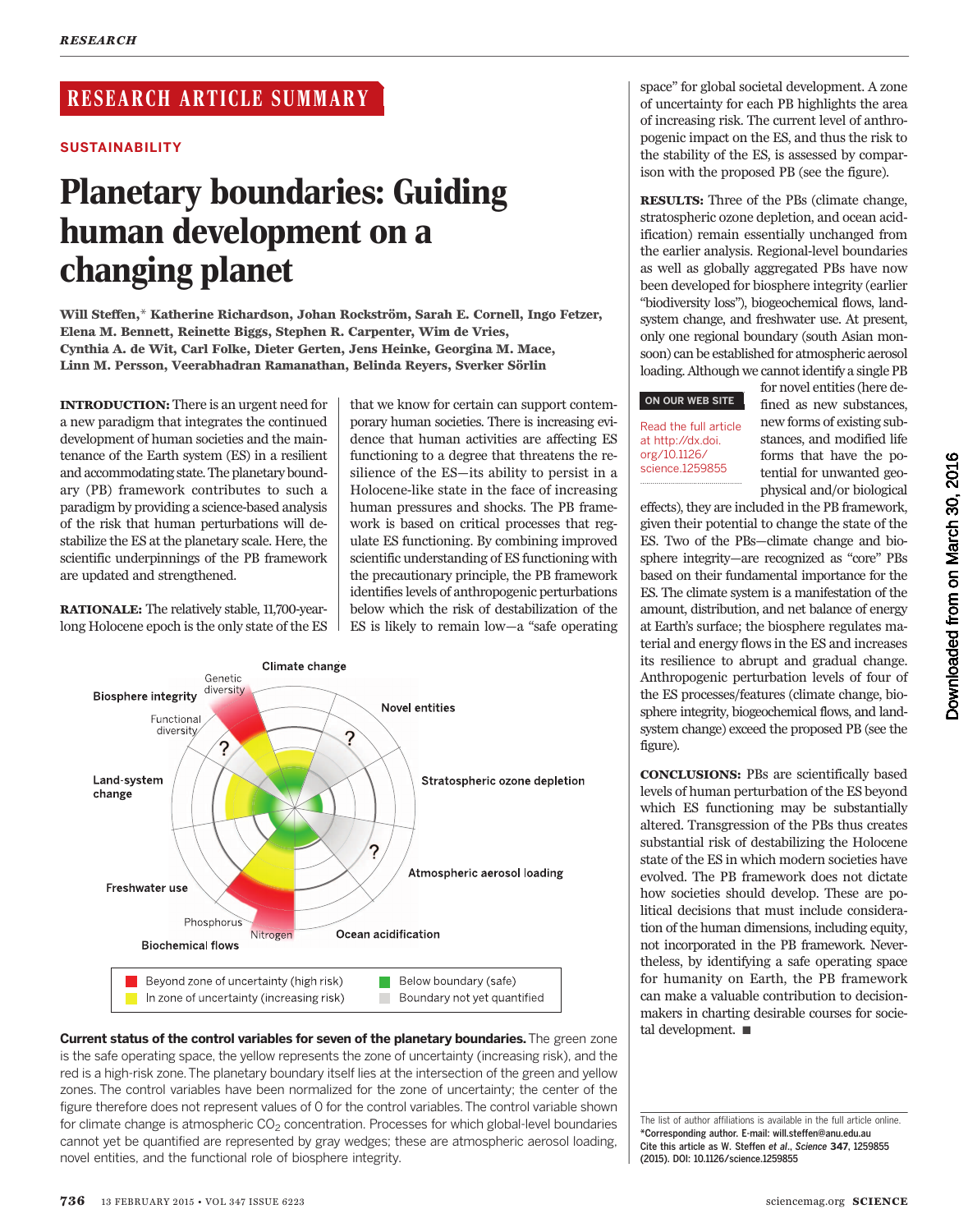RESEARCH ARTICLE SUMMARY

SUSTAINABILITY

# Planetary boundaries: Guiding human development on a changing planet

**Will Steffen,* Katherine Richardson, Johan Rockström, Sarah E. Cornell, Ingo Fetzer, Elena M. Bennett, Reinette Biggs, Stephen R. Carpenter, Wim de Vries, Cynthia A. de Wit, Carl Folke, Dieter Gerten, Jens Heinke, Georgina M. Mace, Linn M. Persson, Veerabhadran Ramanathan, Belinda Reyers, Sverker Sörlin**

**INTRODUCTION:** There is an urgent need for a new paradigm that integrates the continued development of human societies and the maintenance of the Earth system (ES) in a resilient and accommodating state. The planetary boundary (PB) framework contributes to such a paradigm by providing a science-based analysis of the risk that human perturbations will destabilize the ES at the planetary scale. Here, the scientific underpinnings of the PB framework are updated and strengthened.

**RATIONALE:** The relatively stable, 11,700-year-long Holocene epoch is the only state of the ES that we know for certain can support contemporary human societies. There is increasing evidence that human activities are affecting ES functioning to a degree that threatens the resilience of the ES—its ability to persist in a Holocene-like state in the face of increasing human pressures and shocks. The PB framework is based on critical processes that regulate ES functioning. By combining improved scientific understanding of ES functioning with the precautionary principle, the PB framework identifies levels of anthropogenic perturbations below which the risk of destabilization of the ES is likely to remain low—a "safe operating space" for global societal development. A zone of uncertainty for each PB highlights the area of increasing risk. The current level of anthropogenic impact on the ES, and thus the risk to the stability of the ES, is assessed by comparison with the proposed PB (see the figure).

**Current status of the control variables for seven of the planetary boundaries.** The green zone is the safe operating space, the yellow represents the zone of uncertainty (increasing risk), and the red is a high-risk zone. The planetary boundary itself lies at the intersection of the green and yellow zones. The control variables have been normalized for the zone of uncertainty; the center of the figure therefore does not represent values of 0 for the control variables. The control variable shown for climate change is atmospheric $CO_2$ concentration. Processes for which global-level boundaries cannot yet be quantified are represented by gray wedges; these are atmospheric aerosol loading, novel entities, and the functional role of biosphere integrity.

**RESULTS:** Three of the PBs (climate change, stratospheric ozone depletion, and ocean acidification) remain essentially unchanged from the earlier analysis. Regional-level boundaries as well as globally aggregated PBs have now been developed for biosphere integrity (earlier "biodiversity loss"), biogeochemical flows, land-system change, and freshwater use. At present, only one regional boundary (south Asian monsoon) can be established for atmospheric aerosol loading. Although we cannot identify a single PB for novel entities (here defined as new substances, new forms of existing substances, and modified life forms that have the potential for unwanted geophysical and/or biological effects), they are included in the PB framework, given their potential to change the state of the ES. Two of the PBs—climate change and biosphere integrity—are recognized as "core" PBs based on their fundamental importance for the ES. The climate system is a manifestation of the amount, distribution, and net balance of energy at Earth's surface; the biosphere regulates material and energy flows in the ES and increases its resilience to abrupt and gradual change. Anthropogenic perturbation levels of four of the ES processes/features (climate change, biosphere integrity, biogeochemical flows, and land-system change) exceed the proposed PB (see the figure).

ON OUR WEB SITE

Read the full article at http://dx.doi.org/10.1126/science.1259855

**CONCLUSIONS:** PBs are scientifically based levels of human perturbation of the ES beyond which ES functioning may be substantially altered. Transgression of the PBs thus creates substantial risk of destabilizing the Holocene state of the ES in which modern societies have evolved. The PB framework does not dictate how societies should develop. These are political decisions that must include consideration of the human dimensions, including equity, not incorporated in the PB framework. Nevertheless, by identifying a safe operating space for humanity on Earth, the PB framework can make a valuable contribution to decision-makers in charting desirable courses for societal development. ■

The list of author affiliations is available in the full article online.
*Corresponding author. E-mail: will.steffen@anu.edu.au
Cite this article as W. Steffen *et al.*, *Science* **347**, 1259855 (2015). DOI: 10.1126/science.1259855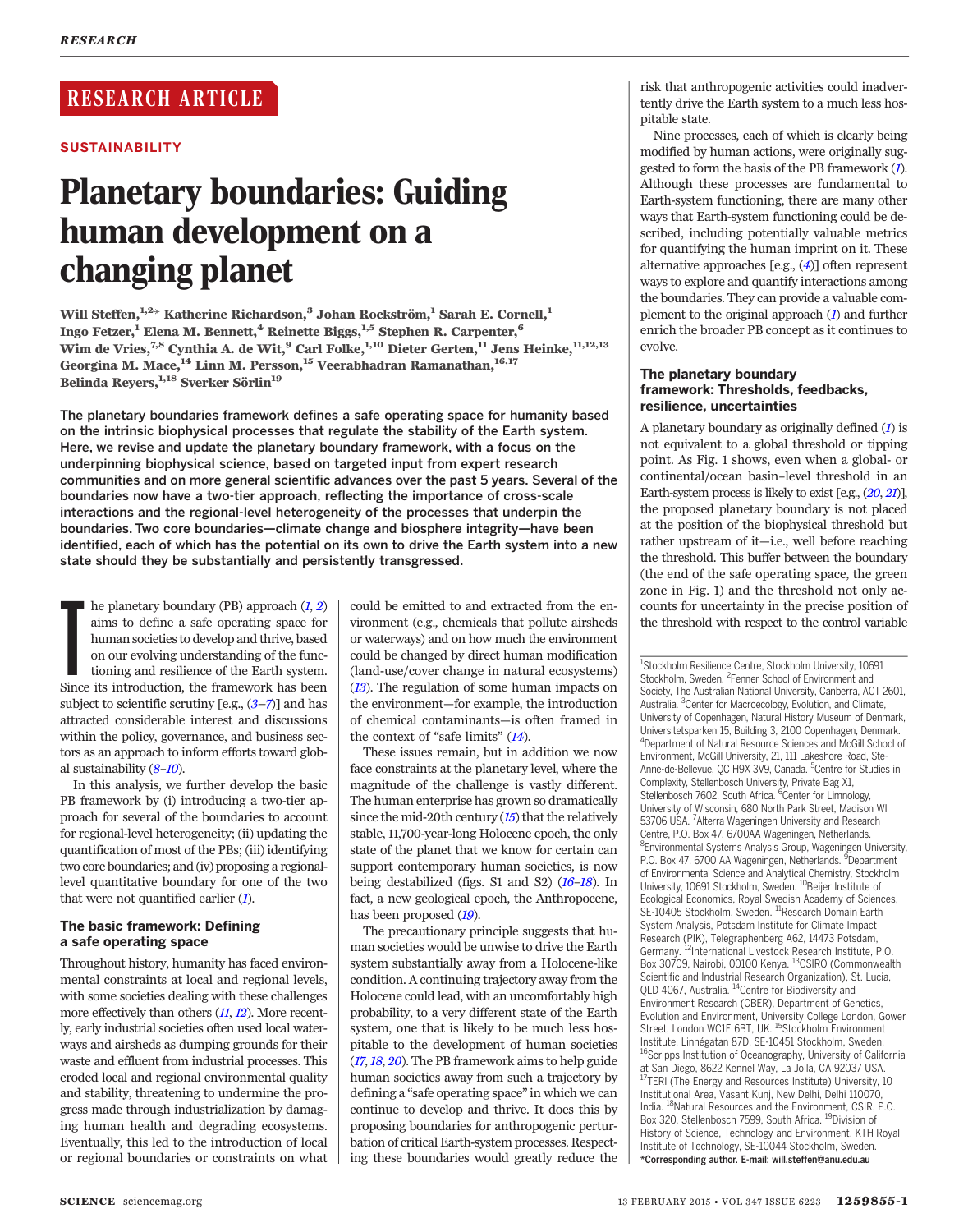RESEARCH ARTICLE

SUSTAINABILITY

# Planetary boundaries: Guiding human development on a changing planet

**Will Steffen,[1,2]* Katherine Richardson,[3] Johan Rockström,[1] Sarah E. Cornell,[1] Ingo Fetzer,[1] Elena M. Bennett,[4] Reinette Biggs,[1,5] Stephen R. Carpenter,[6] Wim de Vries,[7,8] Cynthia A. de Wit,[9] Carl Folke,[1,10] Dieter Gerten,[11] Jens Heinke,[11,12,13] Georgina M. Mace,[14] Linn M. Persson,[15] Veerabhadran Ramanathan,[16,17] Belinda Reyers,[1,18] Sverker Sörlin[19]**

**The planetary boundaries framework defines a safe operating space for humanity based on the intrinsic biophysical processes that regulate the stability of the Earth system. Here, we revise and update the planetary boundary framework, with a focus on the underpinning biophysical science, based on targeted input from expert research communities and on more general scientific advances over the past 5 years. Several of the boundaries now have a two-tier approach, reflecting the importance of cross-scale interactions and the regional-level heterogeneity of the processes that underpin the boundaries. Two core boundaries—climate change and biosphere integrity—have been identified, each of which has the potential on its own to drive the Earth system into a new state should they be substantially and persistently transgressed.**

The planetary boundary (PB) approach (*1*, *2*) aims to define a safe operating space for human societies to develop and thrive, based on our evolving understanding of the functioning and resilience of the Earth system. Since its introduction, the framework has been subject to scientific scrutiny [e.g., (*3*–*7*)] and has attracted considerable interest and discussions within the policy, governance, and business sectors as an approach to inform efforts toward global sustainability (*8*–*10*).

In this analysis, we further develop the basic PB framework by (i) introducing a two-tier approach for several of the boundaries to account for regional-level heterogeneity; (ii) updating the quantification of most of the PBs; (iii) identifying two core boundaries; and (iv) proposing a regional-level quantitative boundary for one of the two that were not quantified earlier (*1*).

## The basic framework: Defining a safe operating space

Throughout history, humanity has faced environmental constraints at local and regional levels, with some societies dealing with these challenges more effectively than others (*11*, *12*). More recently, early industrial societies often used local waterways and airsheds as dumping grounds for their waste and effluent from industrial processes. This eroded local and regional environmental quality and stability, threatening to undermine the progress made through industrialization by damaging human health and degrading ecosystems. Eventually, this led to the introduction of local or regional boundaries or constraints on what could be emitted to and extracted from the environment (e.g., chemicals that pollute airsheds or waterways) and on how much the environment could be changed by direct human modification (land-use/cover change in natural ecosystems) (*13*). The regulation of some human impacts on the environment—for example, the introduction of chemical contaminants—is often framed in the context of "safe limits" (*14*).

These issues remain, but in addition we now face constraints at the planetary level, where the magnitude of the challenge is vastly different. The human enterprise has grown so dramatically since the mid-20th century (*15*) that the relatively stable, 11,700-year-long Holocene epoch, the only state of the planet that we know for certain can support contemporary human societies, is now being destabilized (figs. S1 and S2) (*16*–*18*). In fact, a new geological epoch, the Anthropocene, has been proposed (*19*).

The precautionary principle suggests that human societies would be unwise to drive the Earth system substantially away from a Holocene-like condition. A continuing trajectory away from the Holocene could lead, with an uncomfortably high probability, to a very different state of the Earth system, one that is likely to be much less hospitable to the development of human societies (*17*, *18*, *20*). The PB framework aims to help guide human societies away from such a trajectory by defining a "safe operating space" in which we can continue to develop and thrive. It does this by proposing boundaries for anthropogenic perturbation of critical Earth-system processes. Respecting these boundaries would greatly reduce the risk that anthropogenic activities could inadvertently drive the Earth system to a much less hospitable state.

Nine processes, each of which is clearly being modified by human actions, were originally suggested to form the basis of the PB framework (*1*). Although these processes are fundamental to Earth-system functioning, there are many other ways that Earth-system functioning could be described, including potentially valuable metrics for quantifying the human imprint on it. These alternative approaches [e.g., (*4*)] often represent ways to explore and quantify interactions among the boundaries. They can provide a valuable complement to the original approach (*1*) and further enrich the broader PB concept as it continues to evolve.

## The planetary boundary framework: Thresholds, feedbacks, resilience, uncertainties

A planetary boundary as originally defined (*1*) is not equivalent to a global threshold or tipping point. As Fig. 1 shows, even when a global- or continental/ocean basin–level threshold in an Earth-system process is likely to exist [e.g., (*20*, *21*)], the proposed planetary boundary is not placed at the position of the biophysical threshold but rather upstream of it—i.e., well before reaching the threshold. This buffer between the boundary (the end of the safe operating space, the green zone in Fig. 1) and the threshold not only accounts for uncertainty in the precise position of the threshold with respect to the control variable

[1]Stockholm Resilience Centre, Stockholm University, 10691 Stockholm, Sweden. [2]Fenner School of Environment and Society, The Australian National University, Canberra, ACT 2601, Australia. [3]Center for Macroecology, Evolution, and Climate, University of Copenhagen, Natural History Museum of Denmark, Universitetsparken 15, Building 3, 2100 Copenhagen, Denmark. [4]Department of Natural Resource Sciences and McGill School of Environment, McGill University, 21, 111 Lakeshore Road, Ste-Anne-de-Bellevue, QC H9X 3V9, Canada. [5]Centre for Studies in Complexity, Stellenbosch University, Private Bag X1, Stellenbosch 7602, South Africa. [6]Center for Limnology, University of Wisconsin, 680 North Park Street, Madison WI 53706 USA. [7]Alterra Wageningen University and Research Centre, P.O. Box 47, 6700AA Wageningen, Netherlands. [8]Environmental Systems Analysis Group, Wageningen University, P.O. Box 47, 6700 AA Wageningen, Netherlands. [9]Department of Environmental Science and Analytical Chemistry, Stockholm University, 10691 Stockholm, Sweden. [10]Beijer Institute of Ecological Economics, Royal Swedish Academy of Sciences, SE-10405 Stockholm, Sweden. [11]Research Domain Earth System Analysis, Potsdam Institute for Climate Impact Research (PIK), Telegraphenberg A62, 14473 Potsdam, Germany. [12]International Livestock Research Institute, P.O. Box 30709, Nairobi, 00100 Kenya. [13]CSIRO (Commonwealth Scientific and Industrial Research Organization), St. Lucia, QLD 4067, Australia. [14]Centre for Biodiversity and Environment Research (CBER), Department of Genetics, Evolution and Environment, University College London, Gower Street, London WC1E 6BT, UK. [15]Stockholm Environment Institute, Linnégatan 87D, SE-10451 Stockholm, Sweden. [16]Scripps Institution of Oceanography, University of California at San Diego, 8622 Kennel Way, La Jolla, CA 92037 USA. [17]TERI (The Energy and Resources Institute) University, 10 Institutional Area, Vasant Kunj, New Delhi, Delhi 110070, India. [18]Natural Resources and the Environment, CSIR, P.O. Box 320, Stellenbosch 7599, South Africa. [19]Division of History of Science, Technology and Environment, KTH Royal Institute of Technology, SE-10044 Stockholm, Sweden.
*Corresponding author. E-mail: will.steffen@anu.edu.au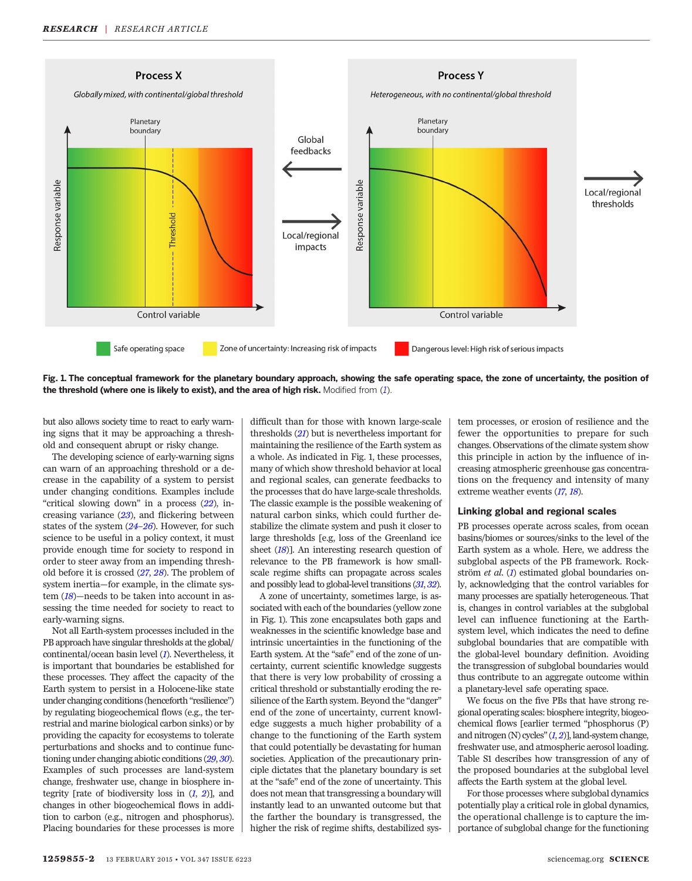**Fig. 1. The conceptual framework for the planetary boundary approach, showing the safe operating space, the zone of uncertainty, the position of the threshold (where one is likely to exist), and the area of high risk.** Modified from (*1*).

but also allows society time to react to early warning signs that it may be approaching a threshold and consequent abrupt or risky change.

The developing science of early-warning signs can warn of an approaching threshold or a decrease in the capability of a system to persist under changing conditions. Examples include "critical slowing down" in a process (*22*), increasing variance (*23*), and flickering between states of the system (*24*–*26*). However, for such science to be useful in a policy context, it must provide enough time for society to respond in order to steer away from an impending threshold before it is crossed (*27*, *28*). The problem of system inertia—for example, in the climate system (*18*)—needs to be taken into account in assessing the time needed for society to react to early-warning signs.

Not all Earth-system processes included in the PB approach have singular thresholds at the global/continental/ocean basin level (*1*). Nevertheless, it is important that boundaries be established for these processes. They affect the capacity of the Earth system to persist in a Holocene-like state under changing conditions (henceforth "resilience") by regulating biogeochemical flows (e.g., the terrestrial and marine biological carbon sinks) or by providing the capacity for ecosystems to tolerate perturbations and shocks and to continue functioning under changing abiotic conditions (*29*, *30*). Examples of such processes are land-system change, freshwater use, change in biosphere integrity [rate of biodiversity loss in (*1*, *2*)], and changes in other biogeochemical flows in addition to carbon (e.g., nitrogen and phosphorus). Placing boundaries for these processes is more difficult than for those with known large-scale thresholds (*21*) but is nevertheless important for maintaining the resilience of the Earth system as a whole. As indicated in Fig. 1, these processes, many of which show threshold behavior at local and regional scales, can generate feedbacks to the processes that do have large-scale thresholds. The classic example is the possible weakening of natural carbon sinks, which could further destabilize the climate system and push it closer to large thresholds [e.g, loss of the Greenland ice sheet (*18*)]. An interesting research question of relevance to the PB framework is how small-scale regime shifts can propagate across scales and possibly lead to global-level transitions (*31*, *32*).

A zone of uncertainty, sometimes large, is associated with each of the boundaries (yellow zone in Fig. 1). This zone encapsulates both gaps and weaknesses in the scientific knowledge base and intrinsic uncertainties in the functioning of the Earth system. At the "safe" end of the zone of uncertainty, current scientific knowledge suggests that there is very low probability of crossing a critical threshold or substantially eroding the resilience of the Earth system. Beyond the "danger" end of the zone of uncertainty, current knowledge suggests a much higher probability of a change to the functioning of the Earth system that could potentially be devastating for human societies. Application of the precautionary principle dictates that the planetary boundary is set at the "safe" end of the zone of uncertainty. This does not mean that transgressing a boundary will instantly lead to an unwanted outcome but that the farther the boundary is transgressed, the higher the risk of regime shifts, destabilized system processes, or erosion of resilience and the fewer the opportunities to prepare for such changes. Observations of the climate system show this principle in action by the influence of increasing atmospheric greenhouse gas concentrations on the frequency and intensity of many extreme weather events (*17*, *18*).

## Linking global and regional scales

PB processes operate across scales, from ocean basins/biomes or sources/sinks to the level of the Earth system as a whole. Here, we address the subglobal aspects of the PB framework. Rockström *et al.* (*1*) estimated global boundaries only, acknowledging that the control variables for many processes are spatially heterogeneous. That is, changes in control variables at the subglobal level can influence functioning at the Earth-system level, which indicates the need to define subglobal boundaries that are compatible with the global-level boundary definition. Avoiding the transgression of subglobal boundaries would thus contribute to an aggregate outcome within a planetary-level safe operating space.

We focus on the five PBs that have strong regional operating scales: biosphere integrity, biogeochemical flows [earlier termed "phosphorus (P) and nitrogen (N) cycles" (*1*, *2*)], land-system change, freshwater use, and atmospheric aerosol loading. Table S1 describes how transgression of any of the proposed boundaries at the subglobal level affects the Earth system at the global level.

For those processes where subglobal dynamics potentially play a critical role in global dynamics, the operational challenge is to capture the importance of subglobal change for the functioning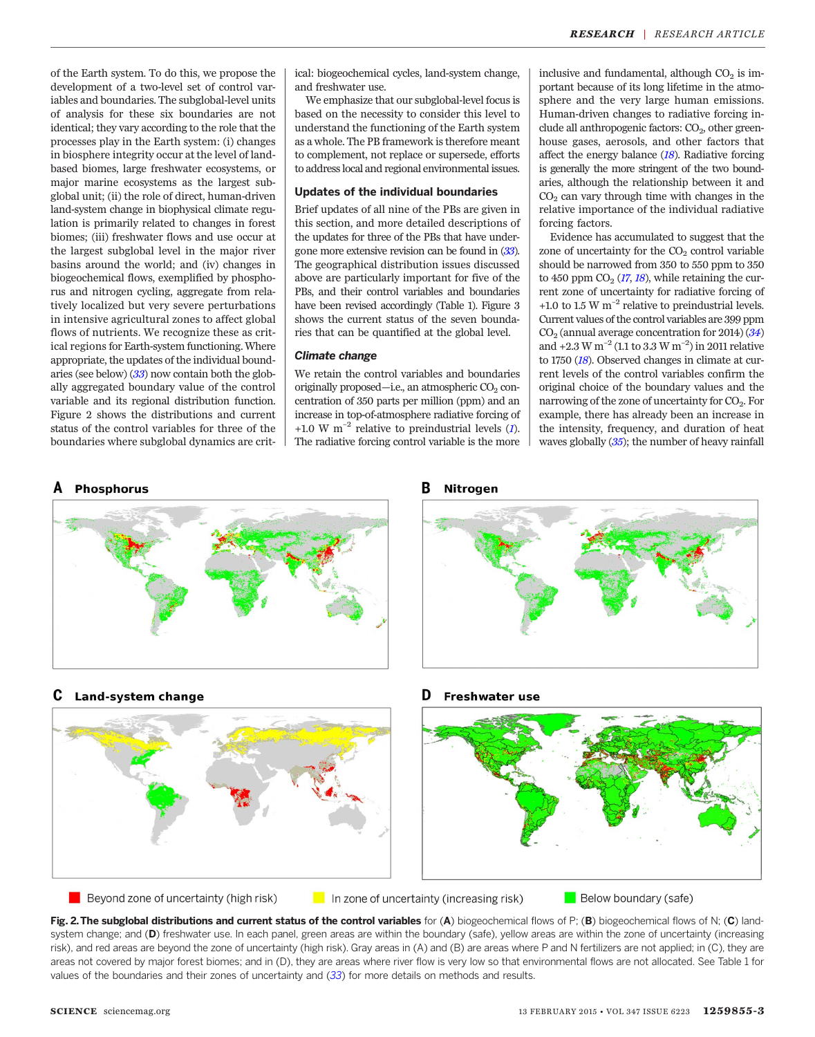of the Earth system. To do this, we propose the development of a two-level set of control variables and boundaries. The subglobal-level units of analysis for these six boundaries are not identical; they vary according to the role that the processes play in the Earth system: (i) changes in biosphere integrity occur at the level of land-based biomes, large freshwater ecosystems, or major marine ecosystems as the largest subglobal unit; (ii) the role of direct, human-driven land-system change in biophysical climate regulation is primarily related to changes in forest biomes; (iii) freshwater flows and use occur at the largest subglobal level in the major river basins around the world; and (iv) changes in biogeochemical flows, exemplified by phosphorus and nitrogen cycling, aggregate from relatively localized but very severe perturbations in intensive agricultural zones to affect global flows of nutrients. We recognize these as critical regions for Earth-system functioning. Where appropriate, the updates of the individual boundaries (see below) (*33*) now contain both the globally aggregated boundary value of the control variable and its regional distribution function. Figure 2 shows the distributions and current status of the control variables for three of the boundaries where subglobal dynamics are critical: biogeochemical cycles, land-system change, and freshwater use.

We emphasize that our subglobal-level focus is based on the necessity to consider this level to understand the functioning of the Earth system as a whole. The PB framework is therefore meant to complement, not replace or supersede, efforts to address local and regional environmental issues.

## Updates of the individual boundaries

Brief updates of all nine of the PBs are given in this section, and more detailed descriptions of the updates for three of the PBs that have undergone more extensive revision can be found in (*33*). The geographical distribution issues discussed above are particularly important for five of the PBs, and their control variables and boundaries have been revised accordingly (Table 1). Figure 3 shows the current status of the seven boundaries that can be quantified at the global level.

### *Climate change*

We retain the control variables and boundaries originally proposed—i.e., an atmospheric $CO_2$ concentration of 350 parts per million (ppm) and an increase in top-of-atmosphere radiative forcing of $+1.0$ W $m^{-2}$ relative to preindustrial levels (*1*). The radiative forcing control variable is the more inclusive and fundamental, although $CO_2$ is important because of its long lifetime in the atmosphere and the very large human emissions. Human-driven changes to radiative forcing include all anthropogenic factors: $CO_2$, other greenhouse gases, aerosols, and other factors that affect the energy balance (*18*). Radiative forcing is generally the more stringent of the two boundaries, although the relationship between it and $CO_2$ can vary through time with changes in the relative importance of the individual radiative forcing factors.

Evidence has accumulated to suggest that the zone of uncertainty for the $CO_2$ control variable should be narrowed from 350 to 550 ppm to 350 to 450 ppm $CO_2$ (*17*, *18*), while retaining the current zone of uncertainty for radiative forcing of $+1.0$ to $1.5$ W $m^{-2}$ relative to preindustrial levels. Current values of the control variables are 399 ppm $CO_2$ (annual average concentration for 2014) (*34*) and $+2.3$ W $m^{-2}$ (1.1 to 3.3 W $m^{-2}$) in 2011 relative to 1750 (*18*). Observed changes in climate at current levels of the control variables confirm the original choice of the boundary values and the narrowing of the zone of uncertainty for $CO_2$. For example, there has already been an increase in the intensity, frequency, and duration of heat waves globally (*35*); the number of heavy rainfall

**Fig. 2. The subglobal distributions and current status of the control variables** for (**A**) biogeochemical flows of P; (**B**) biogeochemical flows of N; (**C**) land-system change; and (**D**) freshwater use. In each panel, green areas are within the boundary (safe), yellow areas are within the zone of uncertainty (increasing risk), and red areas are beyond the zone of uncertainty (high risk). Gray areas in (A) and (B) are areas where P and N fertilizers are not applied; in (C), they are areas not covered by major forest biomes; and in (D), they are areas where river flow is very low so that environmental flows are not allocated. See Table 1 for values of the boundaries and their zones of uncertainty and (*33*) for more details on methods and results.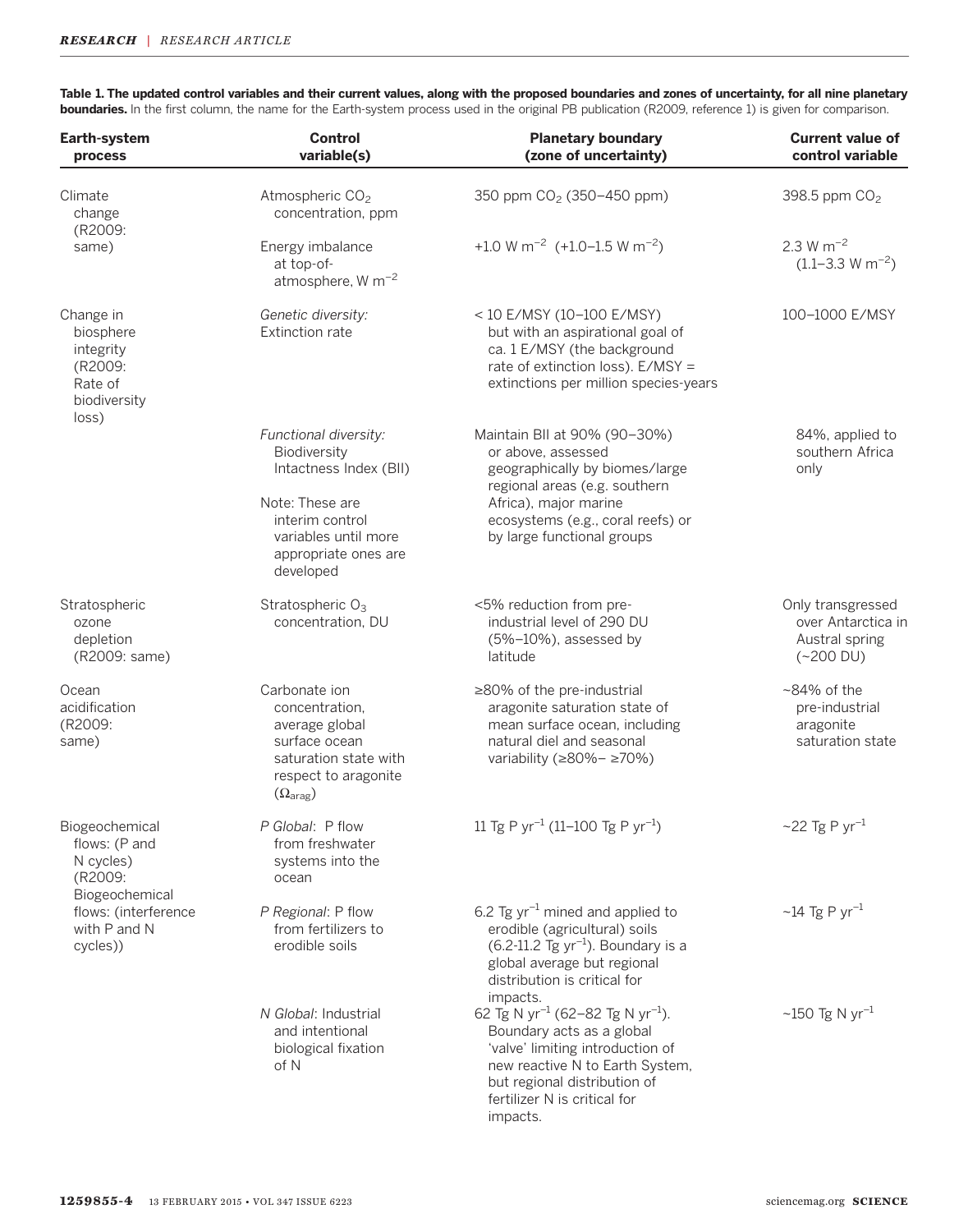**Table 1. The updated control variables and their current values, along with the proposed boundaries and zones of uncertainty, for all nine planetary boundaries.** In the first column, the name for the Earth-system process used in the original PB publication (R2009, reference 1) is given for comparison.

| Earth-system process | Control variable(s) | Planetary boundary (zone of uncertainty) | Current value of control variable |
|---|---|---|---|
| Climate change (R2009: same) | Atmospheric $CO_2$ concentration, ppm | 350 ppm $CO_2$ (350–450 ppm) | 398.5 ppm $CO_2$ |
| | Energy imbalance at top-of-atmosphere, W $m^{-2}$ | +1.0 W $m^{-2}$ (+1.0–1.5 W $m^{-2}$) | 2.3 W $m^{-2}$ (1.1–3.3 W $m^{-2}$) |
| Change in biosphere integrity (R2009: Rate of biodiversity loss) | *Genetic diversity:* Extinction rate | < 10 E/MSY (10–100 E/MSY) but with an aspirational goal of ca. 1 E/MSY (the background rate of extinction loss). E/MSY = extinctions per million species-years | 100–1000 E/MSY |
| | *Functional diversity:* Biodiversity Intactness Index (BII)<br><br>Note: These are interim control variables until more appropriate ones are developed | Maintain BII at 90% (90–30%) or above, assessed geographically by biomes/large regional areas (e.g. southern Africa), major marine ecosystems (e.g., coral reefs) or by large functional groups | 84%, applied to southern Africa only |
| Stratospheric ozone depletion (R2009: same) | Stratospheric $O_3$ concentration, DU | <5% reduction from pre-industrial level of 290 DU (5%–10%), assessed by latitude | Only transgressed over Antarctica in Austral spring (~200 DU) |
| Ocean acidification (R2009: same) | Carbonate ion concentration, average global surface ocean saturation state with respect to aragonite ($\Omega_{arag}$) | ≥80% of the pre-industrial aragonite saturation state of mean surface ocean, including natural diel and seasonal variability (≥80%– ≥70%) | ~84% of the pre-industrial aragonite saturation state |
| Biogeochemical flows: (P and N cycles) (R2009: Biogeochemical flows: (interference with P and N cycles)) | *P Global*: P flow from freshwater systems into the ocean | 11 Tg P $yr^{-1}$ (11–100 Tg P $yr^{-1}$) | ~22 Tg P $yr^{-1}$ |
| | *P Regional*: P flow from fertilizers to erodible soils | 6.2 Tg $yr^{-1}$ mined and applied to erodible (agricultural) soils (6.2-11.2 Tg $yr^{-1}$). Boundary is a global average but regional distribution is critical for impacts. | ~14 Tg P $yr^{-1}$ |
| | *N Global*: Industrial and intentional biological fixation of N | 62 Tg N $yr^{-1}$ (62–82 Tg N $yr^{-1}$). Boundary acts as a global 'valve' limiting introduction of new reactive N to Earth System, but regional distribution of fertilizer N is critical for impacts. | ~150 Tg N $yr^{-1}$ |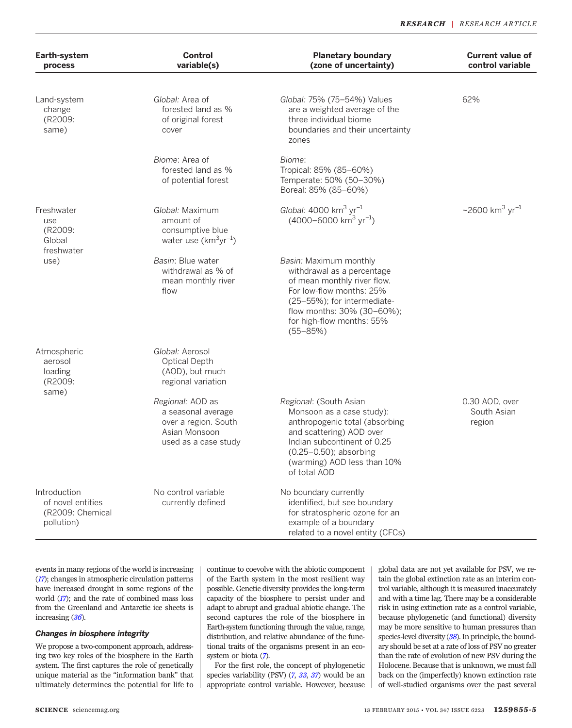| Earth-system process | Control variable(s) | Planetary boundary (zone of uncertainty) | Current value of control variable |
|---|---|---|---|
| Land-system change (R2009: same) | *Global:* Area of forested land as % of original forest cover | *Global:* 75% (75–54%) Values are a weighted average of the three individual biome boundaries and their uncertainty zones | 62% |
| | *Biome*: Area of forested land as % of potential forest | *Biome*: Tropical: 85% (85–60%) Temperate: 50% (50–30%) Boreal: 85% (85–60%) | |
| Freshwater use (R2009: Global freshwater use) | *Global:* Maximum amount of consumptive blue water use ($km^3yr^{-1}$) | *Global:* 4000 $km^3$ $yr^{-1}$ (4000–6000 $km^3$ $yr^{-1}$) | ~2600 $km^3$ $yr^{-1}$ |
| | *Basin*: Blue water withdrawal as % of mean monthly river flow | *Basin:* Maximum monthly withdrawal as a percentage of mean monthly river flow. For low-flow months: 25% (25–55%); for intermediate-flow months: 30% (30–60%); for high-flow months: 55% (55–85%) | |
| Atmospheric aerosol loading (R2009: same) | *Global:* Aerosol Optical Depth (AOD), but much regional variation | | |
| | *Regional:* AOD as a seasonal average over a region. South Asian Monsoon used as a case study | *Regional*: (South Asian Monsoon as a case study): anthropogenic total (absorbing and scattering) AOD over Indian subcontinent of 0.25 (0.25–0.50); absorbing (warming) AOD less than 10% of total AOD | 0.30 AOD, over South Asian region |
| Introduction of novel entities (R2009: Chemical pollution) | No control variable currently defined | No boundary currently identified, but see boundary for stratospheric ozone for an example of a boundary related to a novel entity (CFCs) | |

events in many regions of the world is increasing (*17*); changes in atmospheric circulation patterns have increased drought in some regions of the world (*17*); and the rate of combined mass loss from the Greenland and Antarctic ice sheets is increasing (*36*).

### *Changes in biosphere integrity*

We propose a two-component approach, addressing two key roles of the biosphere in the Earth system. The first captures the role of genetically unique material as the "information bank" that ultimately determines the potential for life to continue to coevolve with the abiotic component of the Earth system in the most resilient way possible. Genetic diversity provides the long-term capacity of the biosphere to persist under and adapt to abrupt and gradual abiotic change. The second captures the role of the biosphere in Earth-system functioning through the value, range, distribution, and relative abundance of the functional traits of the organisms present in an ecosystem or biota (*7*).

For the first role, the concept of phylogenetic species variability (PSV) (*7*, *33*, *37*) would be an appropriate control variable. However, because global data are not yet available for PSV, we retain the global extinction rate as an interim control variable, although it is measured inaccurately and with a time lag. There may be a considerable risk in using extinction rate as a control variable, because phylogenetic (and functional) diversity may be more sensitive to human pressures than species-level diversity (*38*). In principle, the boundary should be set at a rate of loss of PSV no greater than the rate of evolution of new PSV during the Holocene. Because that is unknown, we must fall back on the (imperfectly) known extinction rate of well-studied organisms over the past several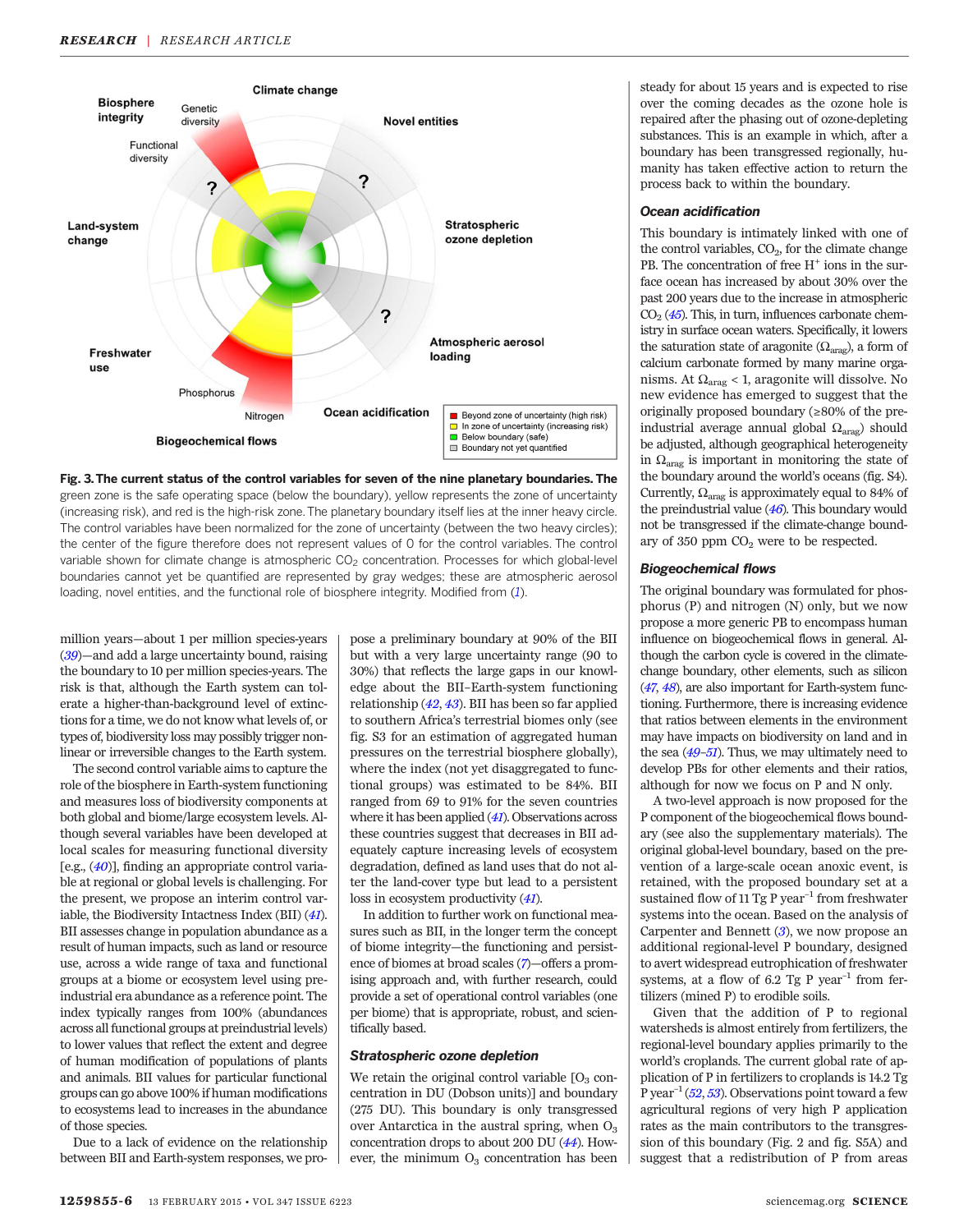Fig. 3. The current status of the control variables for seven of the nine planetary boundaries. The green zone is the safe operating space (below the boundary), yellow represents the zone of uncertainty (increasing risk), and red is the high-risk zone. The planetary boundary itself lies at the inner heavy circle. The control variables have been normalized for the zone of uncertainty (between the two heavy circles); the center of the figure therefore does not represent values of 0 for the control variables. The control variable shown for climate change is atmospheric $CO_2$ concentration. Processes for which global-level boundaries cannot yet be quantified are represented by gray wedges; these are atmospheric aerosol loading, novel entities, and the functional role of biosphere integrity. Modified from (1).

million years—about 1 per million species-years (39)—and add a large uncertainty bound, raising the boundary to 10 per million species-years. The risk is that, although the Earth system can tolerate a higher-than-background level of extinctions for a time, we do not know what levels of, or types of, biodiversity loss may possibly trigger nonlinear or irreversible changes to the Earth system.

The second control variable aims to capture the role of the biosphere in Earth-system functioning and measures loss of biodiversity components at both global and biome/large ecosystem levels. Although several variables have been developed at local scales for measuring functional diversity [e.g., (40)], finding an appropriate control variable at regional or global levels is challenging. For the present, we propose an interim control variable, the Biodiversity Intactness Index (BII) (41). BII assesses change in population abundance as a result of human impacts, such as land or resource use, across a wide range of taxa and functional groups at a biome or ecosystem level using preindustrial era abundance as a reference point. The index typically ranges from 100% (abundances across all functional groups at preindustrial levels) to lower values that reflect the extent and degree of human modification of populations of plants and animals. BII values for particular functional groups can go above 100% if human modifications to ecosystems lead to increases in the abundance of those species.

Due to a lack of evidence on the relationship between BII and Earth-system responses, we propose a preliminary boundary at 90% of the BII but with a very large uncertainty range (90 to 30%) that reflects the large gaps in our knowledge about the BII–Earth-system functioning relationship (42, 43). BII has been so far applied to southern Africa's terrestrial biomes only (see fig. S3 for an estimation of aggregated human pressures on the terrestrial biosphere globally), where the index (not yet disaggregated to functional groups) was estimated to be 84%. BII ranged from 69 to 91% for the seven countries where it has been applied (41). Observations across these countries suggest that decreases in BII adequately capture increasing levels of ecosystem degradation, defined as land uses that do not alter the land-cover type but lead to a persistent loss in ecosystem productivity (41).

In addition to further work on functional measures such as BII, in the longer term the concept of biome integrity—the functioning and persistence of biomes at broad scales (7)—offers a promising approach and, with further research, could provide a set of operational control variables (one per biome) that is appropriate, robust, and scientifically based.

### Stratospheric ozone depletion

We retain the original control variable [$O_3$ concentration in DU (Dobson units)] and boundary (275 DU). This boundary is only transgressed over Antarctica in the austral spring, when $O_3$ concentration drops to about 200 DU (44). However, the minimum $O_3$ concentration has been steady for about 15 years and is expected to rise over the coming decades as the ozone hole is repaired after the phasing out of ozone-depleting substances. This is an example in which, after a boundary has been transgressed regionally, humanity has taken effective action to return the process back to within the boundary.

### Ocean acidification

This boundary is intimately linked with one of the control variables, $CO_2$, for the climate change PB. The concentration of free $H^+$ ions in the surface ocean has increased by about 30% over the past 200 years due to the increase in atmospheric $CO_2$ (45). This, in turn, influences carbonate chemistry in surface ocean waters. Specifically, it lowers the saturation state of aragonite ($\Omega_{arag}$), a form of calcium carbonate formed by many marine organisms. At $\Omega_{arag} < 1$, aragonite will dissolve. No new evidence has emerged to suggest that the originally proposed boundary (≥80% of the preindustrial average annual global $\Omega_{arag}$) should be adjusted, although geographical heterogeneity in $\Omega_{arag}$ is important in monitoring the state of the boundary around the world's oceans (fig. S4). Currently, $\Omega_{arag}$ is approximately equal to 84% of the preindustrial value (46). This boundary would not be transgressed if the climate-change boundary of 350 ppm $CO_2$ were to be respected.

### Biogeochemical flows

The original boundary was formulated for phosphorus (P) and nitrogen (N) only, but we now propose a more generic PB to encompass human influence on biogeochemical flows in general. Although the carbon cycle is covered in the climate-change boundary, other elements, such as silicon (47, 48), are also important for Earth-system functioning. Furthermore, there is increasing evidence that ratios between elements in the environment may have impacts on biodiversity on land and in the sea (49–51). Thus, we may ultimately need to develop PBs for other elements and their ratios, although for now we focus on P and N only.

A two-level approach is now proposed for the P component of the biogeochemical flows boundary (see also the supplementary materials). The original global-level boundary, based on the prevention of a large-scale ocean anoxic event, is retained, with the proposed boundary set at a sustained flow of 11 Tg P year$^{-1}$ from freshwater systems into the ocean. Based on the analysis of Carpenter and Bennett (3), we now propose an additional regional-level P boundary, designed to avert widespread eutrophication of freshwater systems, at a flow of 6.2 Tg P year$^{-1}$ from fertilizers (mined P) to erodible soils.

Given that the addition of P to regional watersheds is almost entirely from fertilizers, the regional-level boundary applies primarily to the world's croplands. The current global rate of application of P in fertilizers to croplands is 14.2 Tg P year$^{-1}$ (52, 53). Observations point toward a few agricultural regions of very high P application rates as the main contributors to the transgression of this boundary (Fig. 2 and fig. S5A) and suggest that a redistribution of P from areas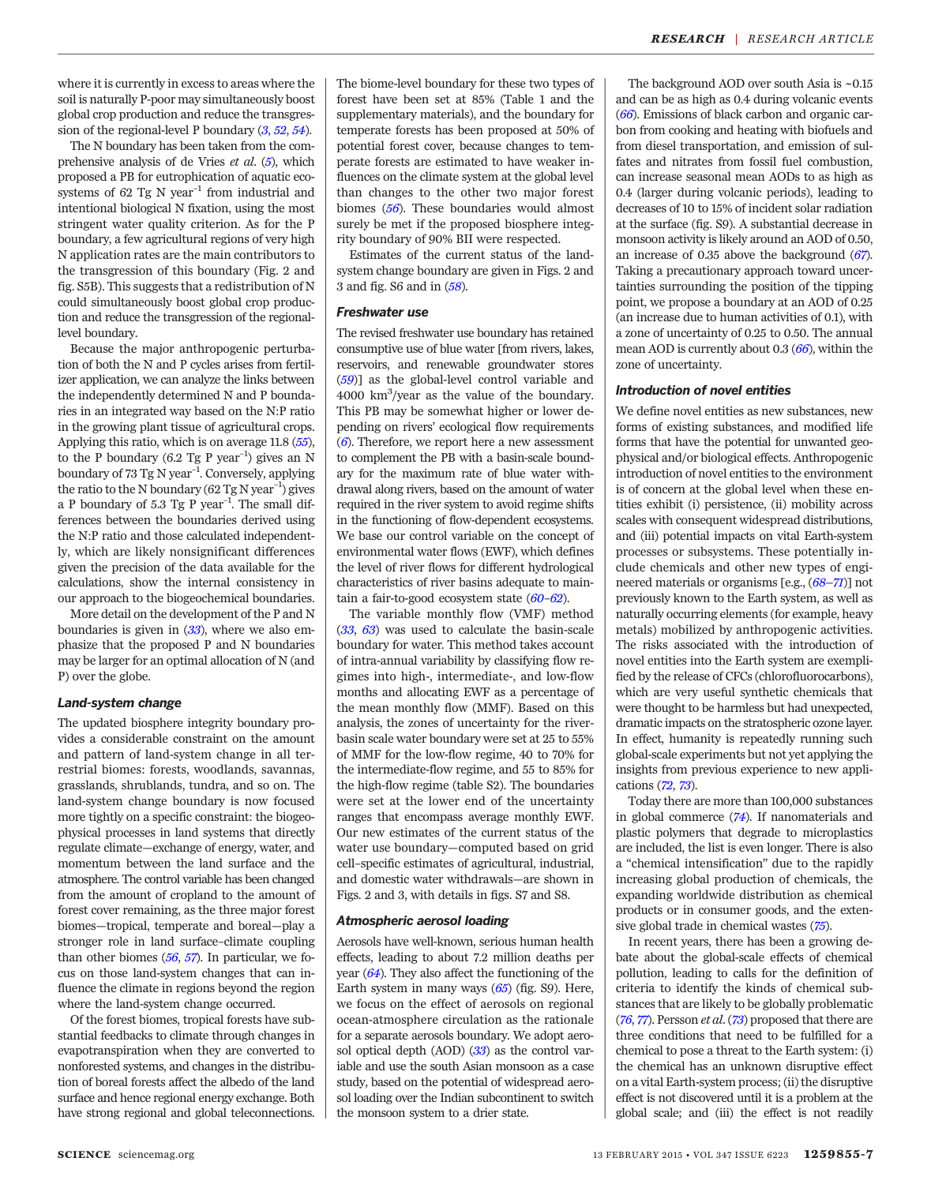where it is currently in excess to areas where the soil is naturally P-poor may simultaneously boost global crop production and reduce the transgression of the regional-level P boundary (3, 52, 54).

The N boundary has been taken from the comprehensive analysis of de Vries *et al.* (5), which proposed a PB for eutrophication of aquatic ecosystems of 62 Tg N year$^{-1}$ from industrial and intentional biological N fixation, using the most stringent water quality criterion. As for the P boundary, a few agricultural regions of very high N application rates are the main contributors to the transgression of this boundary (Fig. 2 and fig. S5B). This suggests that a redistribution of N could simultaneously boost global crop production and reduce the transgression of the regional-level boundary.

Because the major anthropogenic perturbation of both the N and P cycles arises from fertilizer application, we can analyze the links between the independently determined N and P boundaries in an integrated way based on the N:P ratio in the growing plant tissue of agricultural crops. Applying this ratio, which is on average 11.8 (55), to the P boundary (6.2 Tg P year$^{-1}$) gives an N boundary of 73 Tg N year$^{-1}$. Conversely, applying the ratio to the N boundary (62 Tg N year$^{-1}$) gives a P boundary of 5.3 Tg P year$^{-1}$. The small differences between the boundaries derived using the N:P ratio and those calculated independently, which are likely nonsignificant differences given the precision of the data available for the calculations, show the internal consistency in our approach to the biogeochemical boundaries.

More detail on the development of the P and N boundaries is given in (33), where we also emphasize that the proposed P and N boundaries may be larger for an optimal allocation of N (and P) over the globe.

### *Land-system change*

The updated biosphere integrity boundary provides a considerable constraint on the amount and pattern of land-system change in all terrestrial biomes: forests, woodlands, savannas, grasslands, shrublands, tundra, and so on. The land-system change boundary is now focused more tightly on a specific constraint: the biogeophysical processes in land systems that directly regulate climate—exchange of energy, water, and momentum between the land surface and the atmosphere. The control variable has been changed from the amount of cropland to the amount of forest cover remaining, as the three major forest biomes—tropical, temperate and boreal—play a stronger role in land surface–climate coupling than other biomes (56, 57). In particular, we focus on those land-system changes that can influence the climate in regions beyond the region where the land-system change occurred.

Of the forest biomes, tropical forests have substantial feedbacks to climate through changes in evapotranspiration when they are converted to nonforested systems, and changes in the distribution of boreal forests affect the albedo of the land surface and hence regional energy exchange. Both have strong regional and global teleconnections. The biome-level boundary for these two types of forest have been set at 85% (Table 1 and the supplementary materials), and the boundary for temperate forests has been proposed at 50% of potential forest cover, because changes to temperate forests are estimated to have weaker influences on the climate system at the global level than changes to the other two major forest biomes (56). These boundaries would almost surely be met if the proposed biosphere integrity boundary of 90% BII were respected.

Estimates of the current status of the land-system change boundary are given in Figs. 2 and 3 and fig. S6 and in (58).

### *Freshwater use*

The revised freshwater use boundary has retained consumptive use of blue water [from rivers, lakes, reservoirs, and renewable groundwater stores (59)] as the global-level control variable and 4000 km$^3$/year as the value of the boundary. This PB may be somewhat higher or lower depending on rivers' ecological flow requirements (6). Therefore, we report here a new assessment to complement the PB with a basin-scale boundary for the maximum rate of blue water withdrawal along rivers, based on the amount of water required in the river system to avoid regime shifts in the functioning of flow-dependent ecosystems. We base our control variable on the concept of environmental water flows (EWF), which defines the level of river flows for different hydrological characteristics of river basins adequate to maintain a fair-to-good ecosystem state (60–62).

The variable monthly flow (VMF) method (33, 63) was used to calculate the basin-scale boundary for water. This method takes account of intra-annual variability by classifying flow regimes into high-, intermediate-, and low-flow months and allocating EWF as a percentage of the mean monthly flow (MMF). Based on this analysis, the zones of uncertainty for the river-basin scale water boundary were set at 25 to 55% of MMF for the low-flow regime, 40 to 70% for the intermediate-flow regime, and 55 to 85% for the high-flow regime (table S2). The boundaries were set at the lower end of the uncertainty ranges that encompass average monthly EWF. Our new estimates of the current status of the water use boundary—computed based on grid cell–specific estimates of agricultural, industrial, and domestic water withdrawals—are shown in Figs. 2 and 3, with details in figs. S7 and S8.

### *Atmospheric aerosol loading*

Aerosols have well-known, serious human health effects, leading to about 7.2 million deaths per year (64). They also affect the functioning of the Earth system in many ways (65) (fig. S9). Here, we focus on the effect of aerosols on regional ocean-atmosphere circulation as the rationale for a separate aerosols boundary. We adopt aerosol optical depth (AOD) (33) as the control variable and use the south Asian monsoon as a case study, based on the potential of widespread aerosol loading over the Indian subcontinent to switch the monsoon system to a drier state.

The background AOD over south Asia is ~0.15 and can be as high as 0.4 during volcanic events (66). Emissions of black carbon and organic carbon from cooking and heating with biofuels and from diesel transportation, and emission of sulfates and nitrates from fossil fuel combustion, can increase seasonal mean AODs to as high as 0.4 (larger during volcanic periods), leading to decreases of 10 to 15% of incident solar radiation at the surface (fig. S9). A substantial decrease in monsoon activity is likely around an AOD of 0.50, an increase of 0.35 above the background (67). Taking a precautionary approach toward uncertainties surrounding the position of the tipping point, we propose a boundary at an AOD of 0.25 (an increase due to human activities of 0.1), with a zone of uncertainty of 0.25 to 0.50. The annual mean AOD is currently about 0.3 (66), within the zone of uncertainty.

### *Introduction of novel entities*

We define novel entities as new substances, new forms of existing substances, and modified life forms that have the potential for unwanted geophysical and/or biological effects. Anthropogenic introduction of novel entities to the environment is of concern at the global level when these entities exhibit (i) persistence, (ii) mobility across scales with consequent widespread distributions, and (iii) potential impacts on vital Earth-system processes or subsystems. These potentially include chemicals and other new types of engineered materials or organisms [e.g., (68–71)] not previously known to the Earth system, as well as naturally occurring elements (for example, heavy metals) mobilized by anthropogenic activities. The risks associated with the introduction of novel entities into the Earth system are exemplified by the release of CFCs (chlorofluorocarbons), which are very useful synthetic chemicals that were thought to be harmless but had unexpected, dramatic impacts on the stratospheric ozone layer. In effect, humanity is repeatedly running such global-scale experiments but not yet applying the insights from previous experience to new applications (72, 73).

Today there are more than 100,000 substances in global commerce (74). If nanomaterials and plastic polymers that degrade to microplastics are included, the list is even longer. There is also a "chemical intensification" due to the rapidly increasing global production of chemicals, the expanding worldwide distribution as chemical products or in consumer goods, and the extensive global trade in chemical wastes (75).

In recent years, there has been a growing debate about the global-scale effects of chemical pollution, leading to calls for the definition of criteria to identify the kinds of chemical substances that are likely to be globally problematic (76, 77). Persson *et al.* (73) proposed that there are three conditions that need to be fulfilled for a chemical to pose a threat to the Earth system: (i) the chemical has an unknown disruptive effect on a vital Earth-system process; (ii) the disruptive effect is not discovered until it is a problem at the global scale; and (iii) the effect is not readily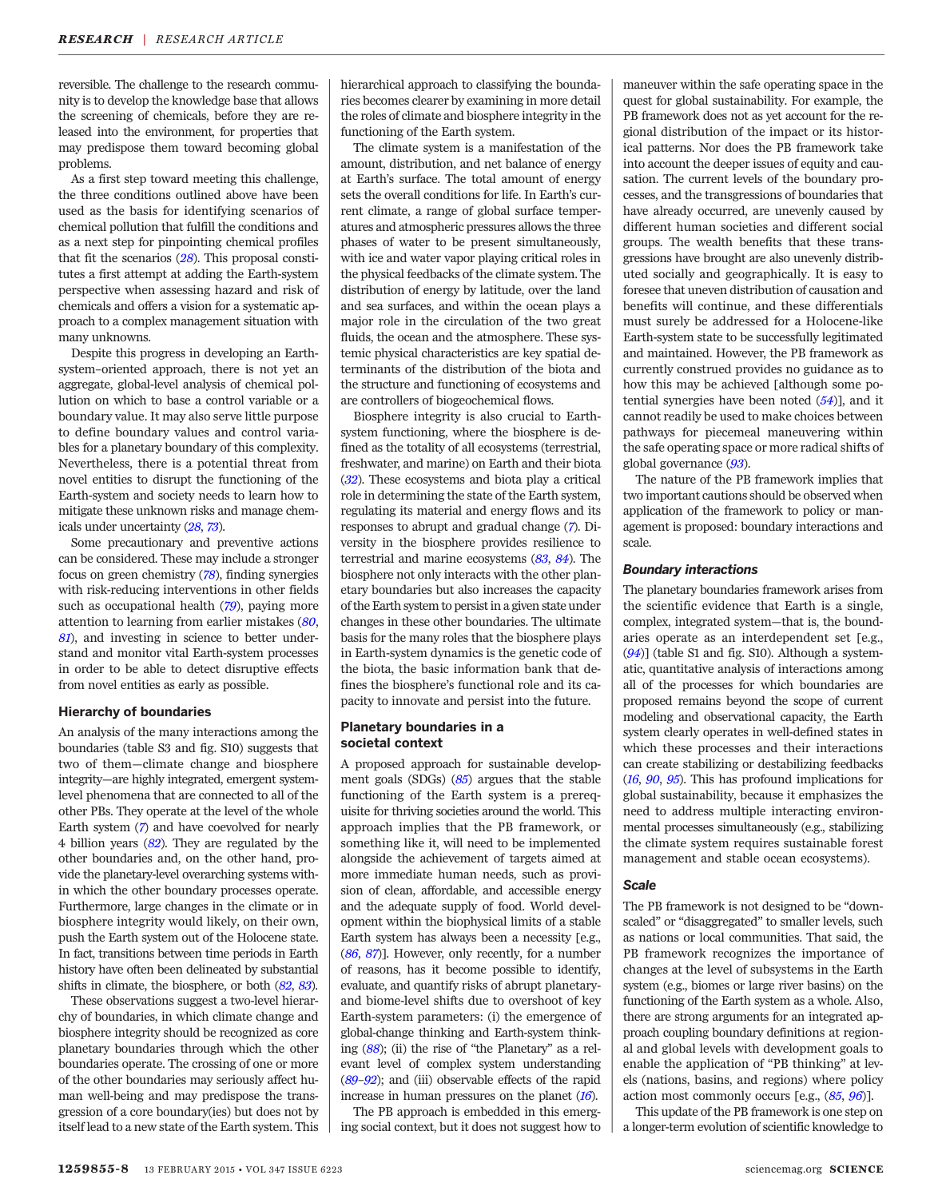reversible. The challenge to the research community is to develop the knowledge base that allows the screening of chemicals, before they are released into the environment, for properties that may predispose them toward becoming global problems.

As a first step toward meeting this challenge, the three conditions outlined above have been used as the basis for identifying scenarios of chemical pollution that fulfill the conditions and as a next step for pinpointing chemical profiles that fit the scenarios (28). This proposal constitutes a first attempt at adding the Earth-system perspective when assessing hazard and risk of chemicals and offers a vision for a systematic approach to a complex management situation with many unknowns.

Despite this progress in developing an Earth-system–oriented approach, there is not yet an aggregate, global-level analysis of chemical pollution on which to base a control variable or a boundary value. It may also serve little purpose to define boundary values and control variables for a planetary boundary of this complexity. Nevertheless, there is a potential threat from novel entities to disrupt the functioning of the Earth-system and society needs to learn how to mitigate these unknown risks and manage chemicals under uncertainty (28, 73).

Some precautionary and preventive actions can be considered. These may include a stronger focus on green chemistry (78), finding synergies with risk-reducing interventions in other fields such as occupational health (79), paying more attention to learning from earlier mistakes (80, 81), and investing in science to better understand and monitor vital Earth-system processes in order to be able to detect disruptive effects from novel entities as early as possible.

### Hierarchy of boundaries

An analysis of the many interactions among the boundaries (table S3 and fig. S10) suggests that two of them—climate change and biosphere integrity—are highly integrated, emergent system-level phenomena that are connected to all of the other PBs. They operate at the level of the whole Earth system (7) and have coevolved for nearly 4 billion years (82). They are regulated by the other boundaries and, on the other hand, provide the planetary-level overarching systems within which the other boundary processes operate. Furthermore, large changes in the climate or in biosphere integrity would likely, on their own, push the Earth system out of the Holocene state. In fact, transitions between time periods in Earth history have often been delineated by substantial shifts in climate, the biosphere, or both (82, 83).

These observations suggest a two-level hierarchy of boundaries, in which climate change and biosphere integrity should be recognized as core planetary boundaries through which the other boundaries operate. The crossing of one or more of the other boundaries may seriously affect human well-being and may predispose the transgression of a core boundary(ies) but does not by itself lead to a new state of the Earth system. This hierarchical approach to classifying the boundaries becomes clearer by examining in more detail the roles of climate and biosphere integrity in the functioning of the Earth system.

The climate system is a manifestation of the amount, distribution, and net balance of energy at Earth's surface. The total amount of energy sets the overall conditions for life. In Earth's current climate, a range of global surface temperatures and atmospheric pressures allows the three phases of water to be present simultaneously, with ice and water vapor playing critical roles in the physical feedbacks of the climate system. The distribution of energy by latitude, over the land and sea surfaces, and within the ocean plays a major role in the circulation of the two great fluids, the ocean and the atmosphere. These systemic physical characteristics are key spatial determinants of the distribution of the biota and the structure and functioning of ecosystems and are controllers of biogeochemical flows.

Biosphere integrity is also crucial to Earth-system functioning, where the biosphere is defined as the totality of all ecosystems (terrestrial, freshwater, and marine) on Earth and their biota (32). These ecosystems and biota play a critical role in determining the state of the Earth system, regulating its material and energy flows and its responses to abrupt and gradual change (7). Diversity in the biosphere provides resilience to terrestrial and marine ecosystems (83, 84). The biosphere not only interacts with the other planetary boundaries but also increases the capacity of the Earth system to persist in a given state under changes in these other boundaries. The ultimate basis for the many roles that the biosphere plays in Earth-system dynamics is the genetic code of the biota, the basic information bank that defines the biosphere's functional role and its capacity to innovate and persist into the future.

### Planetary boundaries in a societal context

A proposed approach for sustainable development goals (SDGs) (85) argues that the stable functioning of the Earth system is a prerequisite for thriving societies around the world. This approach implies that the PB framework, or something like it, will need to be implemented alongside the achievement of targets aimed at more immediate human needs, such as provision of clean, affordable, and accessible energy and the adequate supply of food. World development within the biophysical limits of a stable Earth system has always been a necessity [e.g., (86, 87)]. However, only recently, for a number of reasons, has it become possible to identify, evaluate, and quantify risks of abrupt planetary- and biome-level shifts due to overshoot of key Earth-system parameters: (i) the emergence of global-change thinking and Earth-system thinking (88); (ii) the rise of "the Planetary" as a relevant level of complex system understanding (89–92); and (iii) observable effects of the rapid increase in human pressures on the planet (16).

The PB approach is embedded in this emerging social context, but it does not suggest how to maneuver within the safe operating space in the quest for global sustainability. For example, the PB framework does not as yet account for the regional distribution of the impact or its historical patterns. Nor does the PB framework take into account the deeper issues of equity and causation. The current levels of the boundary processes, and the transgressions of boundaries that have already occurred, are unevenly caused by different human societies and different social groups. The wealth benefits that these transgressions have brought are also unevenly distributed socially and geographically. It is easy to foresee that uneven distribution of causation and benefits will continue, and these differentials must surely be addressed for a Holocene-like Earth-system state to be successfully legitimated and maintained. However, the PB framework as currently construed provides no guidance as to how this may be achieved [although some potential synergies have been noted (54)], and it cannot readily be used to make choices between pathways for piecemeal maneuvering within the safe operating space or more radical shifts of global governance (93).

The nature of the PB framework implies that two important cautions should be observed when application of the framework to policy or management is proposed: boundary interactions and scale.

#### Boundary interactions

The planetary boundaries framework arises from the scientific evidence that Earth is a single, complex, integrated system—that is, the boundaries operate as an interdependent set [e.g., (94)] (table S1 and fig. S10). Although a systematic, quantitative analysis of interactions among all of the processes for which boundaries are proposed remains beyond the scope of current modeling and observational capacity, the Earth system clearly operates in well-defined states in which these processes and their interactions can create stabilizing or destabilizing feedbacks (16, 90, 95). This has profound implications for global sustainability, because it emphasizes the need to address multiple interacting environmental processes simultaneously (e.g., stabilizing the climate system requires sustainable forest management and stable ocean ecosystems).

#### Scale

The PB framework is not designed to be "downscaled" or "disaggregated" to smaller levels, such as nations or local communities. That said, the PB framework recognizes the importance of changes at the level of subsystems in the Earth system (e.g., biomes or large river basins) on the functioning of the Earth system as a whole. Also, there are strong arguments for an integrated approach coupling boundary definitions at regional and global levels with development goals to enable the application of "PB thinking" at levels (nations, basins, and regions) where policy action most commonly occurs [e.g., (85, 96)].

This update of the PB framework is one step on a longer-term evolution of scientific knowledge to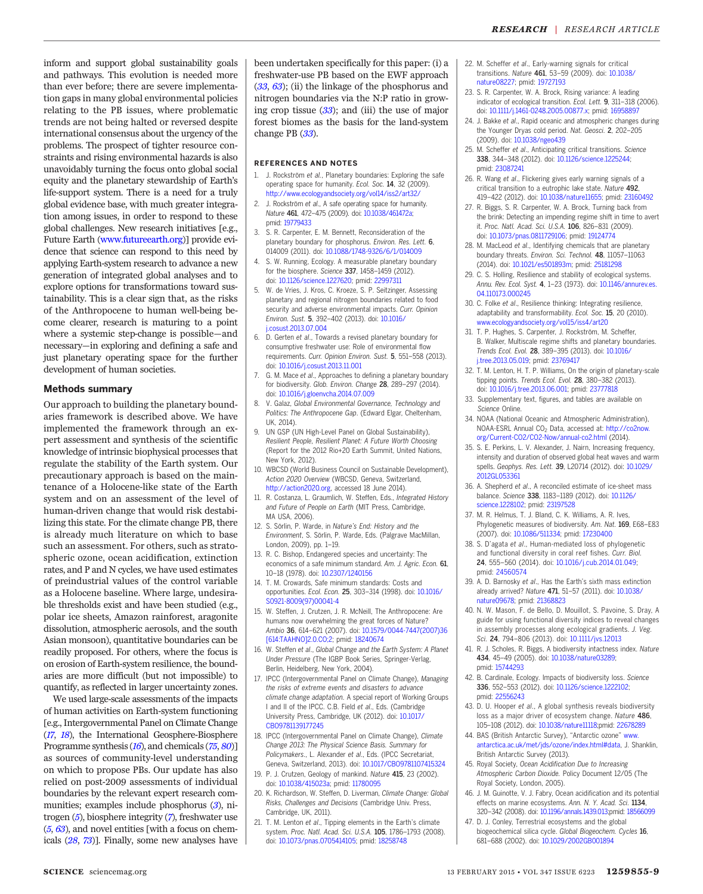inform and support global sustainability goals and pathways. This evolution is needed more than ever before; there are severe implementation gaps in many global environmental policies relating to the PB issues, where problematic trends are not being halted or reversed despite international consensus about the urgency of the problems. The prospect of tighter resource constraints and rising environmental hazards is also unavoidably turning the focus onto global social equity and the planetary stewardship of Earth's life-support system. There is a need for a truly global evidence base, with much greater integration among issues, in order to respond to these global challenges. New research initiatives [e.g., Future Earth (www.futureearth.org)] provide evidence that science can respond to this need by applying Earth-system research to advance a new generation of integrated global analyses and to explore options for transformations toward sustainability. This is a clear sign that, as the risks of the Anthropocene to human well-being become clearer, research is maturing to a point where a systemic step-change is possible—and necessary—in exploring and defining a safe and just planetary operating space for the further development of human societies.

## Methods summary

Our approach to building the planetary boundaries framework is described above. We have implemented the framework through an expert assessment and synthesis of the scientific knowledge of intrinsic biophysical processes that regulate the stability of the Earth system. Our precautionary approach is based on the maintenance of a Holocene-like state of the Earth system and on an assessment of the level of human-driven change that would risk destabilizing this state. For the climate change PB, there is already much literature on which to base such an assessment. For others, such as stratospheric ozone, ocean acidification, extinction rates, and P and N cycles, we have used estimates of preindustrial values of the control variable as a Holocene baseline. Where large, undesirable thresholds exist and have been studied (e.g., polar ice sheets, Amazon rainforest, aragonite dissolution, atmospheric aerosols, and the south Asian monsoon), quantitative boundaries can be readily proposed. For others, where the focus is on erosion of Earth-system resilience, the boundaries are more difficult (but not impossible) to quantify, as reflected in larger uncertainty zones.

We used large-scale assessments of the impacts of human activities on Earth-system functioning [e.g., Intergovernmental Panel on Climate Change (*17*, *18*), the International Geosphere-Biosphere Programme synthesis (*16*), and chemicals (*75*, *80*)] as sources of community-level understanding on which to propose PBs. Our update has also relied on post-2009 assessments of individual boundaries by the relevant expert research communities; examples include phosphorus (*3*), nitrogen (*5*), biosphere integrity (*7*), freshwater use (*5*, *63*), and novel entities [with a focus on chemicals (*28*, *73*)]. Finally, some new analyses have been undertaken specifically for this paper: (i) a freshwater-use PB based on the EWF approach (*33*, *63*); (ii) the linkage of the phosphorus and nitrogen boundaries via the N:P ratio in growing crop tissue (*33*); and (iii) the use of major forest biomes as the basis for the land-system change PB (*33*).

## REFERENCES AND NOTES

1. J. Rockström *et al.*, Planetary boundaries: Exploring the safe operating space for humanity. *Ecol. Soc.* **14**, 32 (2009). http://www.ecologyandsociety.org/vol14/iss2/art32/
2. J. Rockström *et al.*, A safe operating space for humanity. *Nature* **461**, 472–475 (2009). doi: 10.1038/461472a; pmid: 19779433
3. S. R. Carpenter, E. M. Bennett, Reconsideration of the planetary boundary for phosphorus. *Environ. Res. Lett.* **6**, 014009 (2011). doi: 10.1088/1748-9326/6/1/014009
4. S. W. Running, Ecology. A measurable planetary boundary for the biosphere. *Science* **337**, 1458–1459 (2012). doi: 10.1126/science.1227620; pmid: 22997311
5. W. de Vries, J. Kros, C. Kroeze, S. P. Seitzinger, Assessing planetary and regional nitrogen boundaries related to food security and adverse environmental impacts. *Curr. Opinion Environ. Sust.* **5**, 392–402 (2013). doi: 10.1016/j.cosust.2013.07.004
6. D. Gerten *et al.*, Towards a revised planetary boundary for consumptive freshwater use: Role of environmental flow requirements. *Curr. Opinion Environ. Sust.* **5**, 551–558 (2013). doi: 10.1016/j.cosust.2013.11.001
7. G. M. Mace *et al.*, Approaches to defining a planetary boundary for biodiversity. *Glob. Environ. Change* **28**, 289–297 (2014). doi: 10.1016/j.gloenvcha.2014.07.009
8. V. Galaz, *Global Environmental Governance, Technology and Politics: The Anthropocene Gap*. (Edward Elgar, Cheltenham, UK, 2014).
9. UN GSP (UN High-Level Panel on Global Sustainability), *Resilient People, Resilient Planet: A Future Worth Choosing* (Report for the 2012 Rio+20 Earth Summit, United Nations, New York, 2012).
10. WBCSD (World Business Council on Sustainable Development), *Action 2020 Overview* (WBCSD, Geneva, Switzerland, http://action2020.org, accessed 18 June 2014).
11. R. Costanza, L. Graumlich, W. Steffen, Eds., *Integrated History and Future of People on Earth* (MIT Press, Cambridge, MA USA, 2006).
12. S. Sörlin, P. Warde, in *Nature's End: History and the Environment*, S. Sörlin, P. Warde, Eds. (Palgrave MacMillan, London, 2009), pp. 1–19.
13. R. C. Bishop, Endangered species and uncertainty: The economics of a safe minimum standard. *Am. J. Agric. Econ.* **61**, 10–18 (1978). doi: 10.2307/1240156
14. T. M. Crowards, Safe minimum standards: Costs and opportunities. *Ecol. Econ.* **25**, 303–314 (1998). doi: 10.1016/S0921-8009(97)00041-4
15. W. Steffen, J. Crutzen, J. R. McNeill, The Anthropocene: Are humans now overwhelming the great forces of Nature? *Ambio* **36**, 614–621 (2007). doi: 10.1579/0044-7447(2007)36[614:TAHNO]2.0.CO;2; pmid: 18240674
16. W. Steffen *et al.*, *Global Change and the Earth System: A Planet Under Pressure* (The IGBP Book Series, Springer-Verlag, Berlin, Heidelberg, New York, 2004).
17. IPCC (Intergovernmental Panel on Climate Change), *Managing the risks of extreme events and disasters to advance climate change adaptation.* A special report of Working Groups I and II of the IPCC. C.B. Field *et al.*, Eds. (Cambridge University Press, Cambridge, UK (2012). doi: 10.1017/CBO9781139177245
18. IPCC (Intergovernmental Panel on Climate Change), *Climate Change 2013: The Physical Science Basis. Summary for Policymakers.*, L. Alexander *et al.*, Eds. (IPCC Secretariat, Geneva, Switzerland, 2013). doi: 10.1017/CBO9781107415324
19. P. J. Crutzen, Geology of mankind. *Nature* **415**, 23 (2002). doi: 10.1038/415023a; pmid: 11780095
20. K. Richardson, W. Steffen, D. Liverman, *Climate Change: Global Risks, Challenges and Decisions* (Cambridge Univ. Press, Cambridge, UK, 2011).
21. T. M. Lenton *et al.*, Tipping elements in the Earth's climate system. *Proc. Natl. Acad. Sci. U.S.A.* **105**, 1786–1793 (2008). doi: 10.1073/pnas.0705414105; pmid: 18258748
22. M. Scheffer *et al.*, Early-warning signals for critical transitions. *Nature* **461**, 53–59 (2009). doi: 10.1038/nature08227; pmid: 19727193
23. S. R. Carpenter, W. A. Brock, Rising variance: A leading indicator of ecological transition. *Ecol. Lett.* **9**, 311–318 (2006). doi: 10.1111/j.1461-0248.2005.00877.x; pmid: 16958897
24. J. Bakke *et al.*, Rapid oceanic and atmospheric changes during the Younger Dryas cold period. *Nat. Geosci.* **2**, 202–205 (2009). doi: 10.1038/ngeo439
25. M. Scheffer *et al.*, Anticipating critical transitions. *Science* **338**, 344–348 (2012). doi: 10.1126/science.1225244; pmid: 23087241
26. R. Wang *et al.*, Flickering gives early warning signals of a critical transition to a eutrophic lake state. *Nature* **492**, 419–422 (2012). doi: 10.1038/nature11655; pmid: 23160492
27. R. Biggs, S. R. Carpenter, W. A. Brock, Turning back from the brink: Detecting an impending regime shift in time to avert it. *Proc. Natl. Acad. Sci. U.S.A.* **106**, 826–831 (2009). doi: 10.1073/pnas.0811729106; pmid: 19124774
28. M. MacLeod *et al.*, Identifying chemicals that are planetary boundary threats. *Environ. Sci. Technol.* **48**, 11057–11063 (2014). doi: 10.1021/es501893m; pmid: 25181298
29. C. S. Holling, Resilience and stability of ecological systems. *Annu. Rev. Ecol. Syst.* **4**, 1–23 (1973). doi: 10.1146/annurev.es.04.110173.000245
30. C. Folke *et al.*, Resilience thinking: Integrating resilience, adaptability and transformability. *Ecol. Soc.* **15**, 20 (2010). www.ecologyandsociety.org/vol15/iss4/art20
31. T. P. Hughes, S. Carpenter, J. Rockström, M. Scheffer, B. Walker, Multiscale regime shifts and planetary boundaries. *Trends Ecol. Evol.* **28**, 389–395 (2013). doi: 10.1016/j.tree.2013.05.019; pmid: 23769417
32. T. M. Lenton, H. T. P. Williams, On the origin of planetary-scale tipping points. *Trends Ecol. Evol.* **28**, 380–382 (2013). doi: 10.1016/j.tree.2013.06.001; pmid: 23777818
33. Supplementary text, figures, and tables are available on *Science* Online.
34. NOAA (National Oceanic and Atmospheric Administration), NOAA-ESRL Annual $CO_2$ Data, accessed at: http://co2now.org/Current-CO2/CO2-Now/annual-co2.html (2014).
35. S. E. Perkins, L. V. Alexander, J. Nairn, Increasing frequency, intensity and duration of observed global heat waves and warm spells. *Geophys. Res. Lett.* **39**, L20714 (2012). doi: 10.1029/2012GL053361
36. A. Shepherd *et al.*, A reconciled estimate of ice-sheet mass balance. *Science* **338**, 1183–1189 (2012). doi: 10.1126/science.1228102; pmid: 23197528
37. M. R. Helmus, T. J. Bland, C. K. Williams, A. R. Ives, Phylogenetic measures of biodiversity. *Am. Nat.* **169**, E68–E83 (2007). doi: 10.1086/511334; pmid: 17230400
38. S. D'agata *et al.*, Human-mediated loss of phylogenetic and functional diversity in coral reef fishes. *Curr. Biol.* **24**, 555–560 (2014). doi: 10.1016/j.cub.2014.01.049; pmid: 24560574
39. A. D. Barnosky *et al.*, Has the Earth's sixth mass extinction already arrived? *Nature* **471**, 51–57 (2011). doi: 10.1038/nature09678; pmid: 21368823
40. N. W. Mason, F. de Bello, D. Mouillot, S. Pavoine, S. Dray, A guide for using functional diversity indices to reveal changes in assembly processes along ecological gradients. *J. Veg. Sci.* **24**, 794–806 (2013). doi: 10.1111/jvs.12013
41. R. J. Scholes, R. Biggs, A biodiversity intactness index. *Nature* **434**, 45–49 (2005). doi: 10.1038/nature03289; pmid: 15744293
42. B. Cardinale, Ecology. Impacts of biodiversity loss. *Science* **336**, 552–553 (2012). doi: 10.1126/science.1222102; pmid: 22556243
43. D. U. Hooper *et al.*, A global synthesis reveals biodiversity loss as a major driver of ecosystem change. *Nature* **486**, 105–108 (2012). doi: 10.1038/nature11118;pmid: 22678289
44. BAS (British Antarctic Survey), "Antarctic ozone" www.antarctica.ac.uk/met/jds/ozone/index.html#data, J. Shanklin, British Antarctic Survey (2013).
45. Royal Society, *Ocean Acidification Due to Increasing Atmospheric Carbon Dioxide.* Policy Document 12/05 (The Royal Society, London, 2005).
46. J. M. Guinotte, V. J. Fabry, Ocean acidification and its potential effects on marine ecosystems. *Ann. N. Y. Acad. Sci.* **1134**, 320–342 (2008). doi: 10.1196/annals.1439.013;pmid: 18566099
47. D. J. Conley, Terrestrial ecosystems and the global biogeochemical silica cycle. *Global Biogeochem. Cycles* **16**, 681–688 (2002). doi: 10.1029/2002GB001894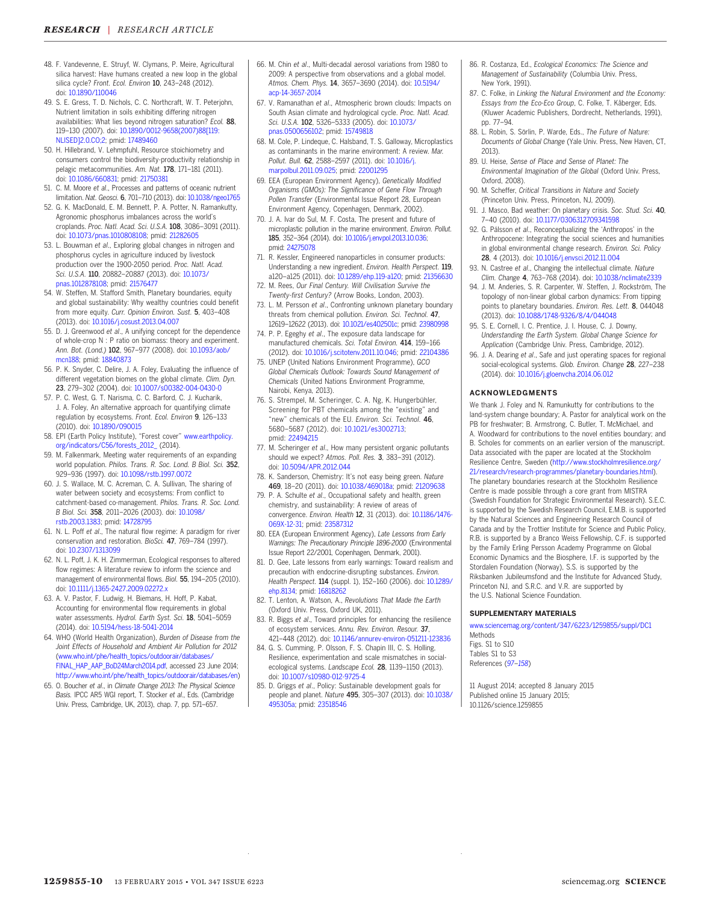48. F. Vandevenne, E. Struyf, W. Clymans, P. Meire, Agricultural silica harvest: Have humans created a new loop in the global silica cycle? *Front. Ecol. Environ* **10**, 243–248 (2012). doi: 10.1890/110046
49. S. E. Gress, T. D. Nichols, C. C. Northcraft, W. T. Peterjohn, Nutrient limitation in soils exhibiting differing nitrogen availabilities: What lies beyond nitrogen saturation? *Ecol.* **88**, 119–130 (2007). doi: 10.1890/0012-9658(2007)88[119:NLISED]2.0.CO;2; pmid: 17489460
50. H. Hillebrand, V. Lehmpfuhl, Resource stoichiometry and consumers control the biodiversity-productivity relationship in pelagic metacommunities. *Am. Nat.* **178**, 171–181 (2011). doi: 10.1086/660831; pmid: 21750381
51. C. M. Moore *et al*., Processes and patterns of oceanic nutrient limitation. *Nat. Geosci.* **6**, 701–710 (2013). doi: 10.1038/ngeo1765
52. G. K. MacDonald, E. M. Bennett, P. A. Potter, N. Ramankutty, Agronomic phosphorus imbalances across the world's croplands. *Proc. Natl. Acad. Sci. U.S.A.* **108**, 3086–3091 (2011). doi: 10.1073/pnas.1010808108; pmid: 21282605
53. L. Bouwman *et al*., Exploring global changes in nitrogen and phosphorus cycles in agriculture induced by livestock production over the 1900-2050 period. *Proc. Natl. Acad. Sci. U.S.A.* **110**, 20882–20887 (2013). doi: 10.1073/pnas.1012878108; pmid: 21576477
54. W. Steffen, M. Stafford Smith, Planetary boundaries, equity and global sustainability: Why wealthy countries could benefit from more equity. *Curr. Opinion Environ. Sust.* **5**, 403–408 (2013). doi: 10.1016/j.cosust.2013.04.007
55. D. J. Greenwood *et al*., A unifying concept for the dependence of whole-crop N : P ratio on biomass: theory and experiment. *Ann. Bot. (Lond.)* **102**, 967–977 (2008). doi: 10.1093/aob/mcn188; pmid: 18840873
56. P. K. Snyder, C. Delire, J. A. Foley, Evaluating the influence of different vegetation biomes on the global climate. *Clim. Dyn.* **23**, 279–302 (2004). doi: 10.1007/s00382-004-0430-0
57. P. C. West, G. T. Narisma, C. C. Barford, C. J. Kucharik, J. A. Foley, An alternative approach for quantifying climate regulation by ecosystems. *Front. Ecol. Environ* **9**, 126–133 (2010). doi: 10.1890/090015
58. EPI (Earth Policy Institute), "Forest cover" www.earthpolicy.org/indicators/C56/forests_2012_ (2014).
59. M. Falkenmark, Meeting water requirements of an expanding world population. *Philos. Trans. R. Soc. Lond. B Biol. Sci.* **352**, 929–936 (1997). doi: 10.1098/rstb.1997.0072
60. J. S. Wallace, M. C. Acreman, C. A. Sullivan, The sharing of water between society and ecosystems: From conflict to catchment-based co-management. *Philos. Trans. R. Soc. Lond. B Biol. Sci.* **358**, 2011–2026 (2003). doi: 10.1098/rstb.2003.1383; pmid: 14728795
61. N. L. Poff *et al*., The natural flow regime: A paradigm for river conservation and restoration. *BioSci.* **47**, 769–784 (1997). doi: 10.2307/1313099
62. N. L. Poff, J. K. H. Zimmerman, Ecological responses to altered flow regimes: A literature review to inform the science and management of environmental flows. *Biol.* **55**, 194–205 (2010). doi: 10.1111/j.1365-2427.2009.02272.x
63. A. V. Pastor, F. Ludwig, H. Biemans, H. Hoff, P. Kabat, Accounting for environmental flow requirements in global water assessments. *Hydrol. Earth Syst. Sci.* **18**, 5041–5059 (2014). doi: 10.5194/hess-18-5041-2014
64. WHO (World Health Organization), *Burden of Disease from the Joint Effects of Household and Ambient Air Pollution for 2012* (www.who.int/phe/health_topics/outdoorair/databases/FINAL_HAP_AAP_BoD24March2014.pdf, accessed 23 June 2014; http://www.who.int/phe/health_topics/outdoorair/databases/en)
65. O. Boucher *et al*., in *Climate Change 2013: The Physical Science Basis*. IPCC AR5 WGI report, T. Stocker *et al*., Eds. (Cambridge Univ. Press, Cambridge, UK, 2013), chap. 7, pp. 571–657.
66. M. Chin *et al*., Multi-decadal aerosol variations from 1980 to 2009: A perspective from observations and a global model. *Atmos. Chem. Phys.* **14**, 3657–3690 (2014). doi: 10.5194/acp-14-3657-2014
67. V. Ramanathan *et al*., Atmospheric brown clouds: Impacts on South Asian climate and hydrological cycle. *Proc. Natl. Acad. Sci. U.S.A.* **102**, 5326–5333 (2005). doi: 10.1073/pnas.0500656102; pmid: 15749818
68. M. Cole, P. Lindeque, C. Halsband, T. S. Galloway, Microplastics as contaminants in the marine environment: A review. *Mar. Pollut. Bull.* **62**, 2588–2597 (2011). doi: 10.1016/j.marpolbul.2011.09.025; pmid: 22001295
69. EEA (European Environment Agency), *Genetically Modified Organisms (GMOs): The Significance of Gene Flow Through Pollen Transfer* (Environmental Issue Report 28, European Environment Agency, Copenhagen, Denmark, 2002).
70. J. A. Ivar do Sul, M. F. Costa, The present and future of microplastic pollution in the marine environment. *Environ. Pollut.* **185**, 352–364 (2014). doi: 10.1016/j.envpol.2013.10.036; pmid: 24275078
71. R. Kessler, Engineered nanoparticles in consumer products: Understanding a new ingredient. *Environ. Health Perspect.* **119**, a120–a125 (2011). doi: 10.1289/ehp.119-a120; pmid: 21356630
72. M. Rees, *Our Final Century. Will Civilisation Survive the Twenty-first Century?* (Arrow Books, London, 2003).
73. L. M. Persson *et al*., Confronting unknown planetary boundary threats from chemical pollution. *Environ. Sci. Technol.* **47**, 12619–12622 (2013). doi: 10.1021/es402501c; pmid: 23980998
74. P. P. Egeghy *et al*., The exposure data landscape for manufactured chemicals. *Sci. Total Environ.* **414**, 159–166 (2012). doi: 10.1016/j.scitotenv.2011.10.046; pmid: 22104386
75. UNEP (United Nations Environment Programme), *GCO Global Chemicals Outlook: Towards Sound Management of Chemicals* (United Nations Environment Programme, Nairobi, Kenya, 2013).
76. S. Strempel, M. Scheringer, C. A. Ng, K. Hungerbühler, Screening for PBT chemicals among the "existing" and "new" chemicals of the EU. *Environ. Sci. Technol.* **46**, 5680–5687 (2012). doi: 10.1021/es3002713; pmid: 22494215
77. M. Scheringer *et al*., How many persistent organic pollutants should we expect? *Atmos. Poll. Res.* **3**, 383–391 (2012). doi: 10.5094/APR.2012.044
78. K. Sanderson, Chemistry: It's not easy being green. *Nature* **469**, 18–20 (2011). doi: 10.1038/469018a; pmid: 21209638
79. P. A. Schulte *et al*., Occupational safety and health, green chemistry, and sustainability: A review of areas of convergence. *Environ. Health* **12**, 31 (2013). doi: 10.1186/1476-069X-12-31; pmid: 23587312
80. EEA (European Environment Agency), *Late Lessons from Early Warnings: The Precautionary Principle 1896-2000* (Environmental Issue Report 22/2001, Copenhagen, Denmark, 2001).
81. D. Gee, Late lessons from early warnings: Toward realism and precaution with endocrine-disrupting substances. *Environ. Health Perspect.* **114** (suppl. 1), 152–160 (2006). doi: 10.1289/ehp.8134; pmid: 16818262
82. T. Lenton, A. Watson, A., *Revolutions That Made the Earth* (Oxford Univ. Press, Oxford UK, 2011).
83. R. Biggs *et al*., Toward principles for enhancing the resilience of ecosystem services. *Annu. Rev. Environ. Resour.* **37**, 421–448 (2012). doi: 10.1146/annurev-environ-051211-123836
84. G. S. Cumming, P. Olsson, F. S. Chapin III, C. S. Holling, Resilience, experimentation and scale mismatches in social-ecological systems. *Landscape Ecol.* **28**, 1139–1150 (2013). doi: 10.1007/s10980-012-9725-4
85. D. Griggs *et al*., Policy: Sustainable development goals for people and planet. *Nature* **495**, 305–307 (2013). doi: 10.1038/495305a; pmid: 23518546
86. R. Costanza, Ed., *Ecological Economics: The Science and Management of Sustainability* (Columbia Univ. Press, New York, 1991).
87. C. Folke, in *Linking the Natural Environment and the Economy: Essays from the Eco-Eco Group*, C. Folke, T. Kåberger, Eds. (Kluwer Academic Publishers, Dordrecht, Netherlands, 1991), pp. 77–94.
88. L. Robin, S. Sörlin, P. Warde, Eds., *The Future of Nature: Documents of Global Change* (Yale Univ. Press, New Haven, CT, 2013).
89. U. Heise, *Sense of Place and Sense of Planet: The Environmental Imagination of the Global* (Oxford Univ. Press, Oxford, 2008).
90. M. Scheffer, *Critical Transitions in Nature and Society* (Princeton Univ. Press, Princeton, NJ, 2009).
91. J. Masco, Bad weather: On planetary crisis. *Soc. Stud. Sci.* **40**, 7–40 (2010). doi: 10.1177/0306312709341598
92. G. Pálsson *et al*., Reconceptualizing the 'Anthropos' in the Anthropocene: Integrating the social sciences and humanities in global environmental change research. *Environ. Sci. Policy* **28**, 4 (2013). doi: 10.1016/j.envsci.2012.11.004
93. N. Castree *et al*., Changing the intellectual climate. *Nature Clim. Change* **4**, 763–768 (2014). doi: 10.1038/nclimate2339
94. J. M. Anderies, S. R. Carpenter, W. Steffen, J. Rockström, The topology of non-linear global carbon dynamics: From tipping points to planetary boundaries. *Environ. Res. Lett.* **8**, 044048 (2013). doi: 10.1088/1748-9326/8/4/044048
95. S. E. Cornell, I. C. Prentice, J. I. House, C. J. Downy, *Understanding the Earth System. Global Change Science for Application* (Cambridge Univ. Press, Cambridge, 2012).
96. J. A. Dearing *et al*., Safe and just operating spaces for regional social-ecological systems. *Glob. Environ. Change* **28**, 227–238 (2014). doi: 10.1016/j.gloenvcha.2014.06.012

## ACKNOWLEDGMENTS

We thank J. Foley and N. Ramunkutty for contributions to the land-system change boundary; A. Pastor for analytical work on the PB for freshwater; B. Armstrong, C. Butler, T. McMichael, and A. Woodward for contributions to the novel entities boundary; and B. Scholes for comments on an earlier version of the manuscript. Data associated with the paper are located at the Stockholm Resilience Centre, Sweden (http://www.stockholmresilience.org/21/research/research-programmes/planetary-boundaries.html). The planetary boundaries research at the Stockholm Resilience Centre is made possible through a core grant from MISTRA (Swedish Foundation for Strategic Environmental Research). S.E.C. is supported by the Swedish Research Council, E.M.B. is supported by the Natural Sciences and Engineering Research Council of Canada and by the Trottier Institute for Science and Public Policy, R.B. is supported by a Branco Weiss Fellowship, C.F. is supported by the Family Erling Persson Academy Programme on Global Economic Dynamics and the Biosphere, I.F. is supported by the Stordalen Foundation (Norway), S.S. is supported by the Riksbanken Jubileumsfond and the Institute for Advanced Study, Princeton NJ, and S.R.C. and V.R. are supported by the U.S. National Science Foundation.

## SUPPLEMENTARY MATERIALS

www.sciencemag.org/content/347/6223/1259855/suppl/DC1
Methods
Figs. S1 to S10
Tables S1 to S3
References (*97*–*158*)

11 August 2014; accepted 8 January 2015
Published online 15 January 2015;
10.1126/science.1259855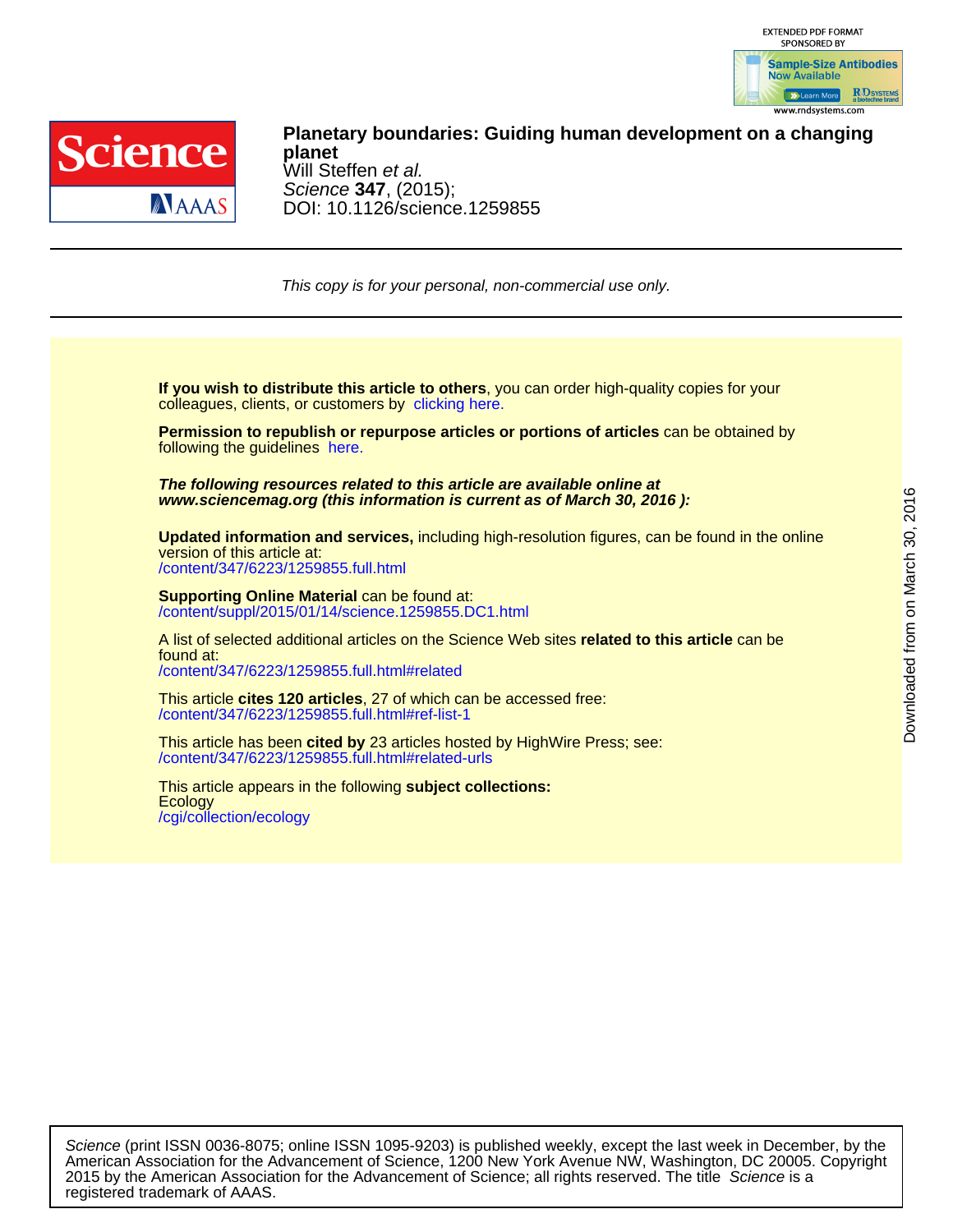EXTENDED PDF FORMAT
SPONSORED BY

Sample-Size Antibodies
Now Available

Learn More

www.rndsystems.com

**Planetary boundaries: Guiding human development on a changing planet**
Will Steffen *et al.*
*Science* **347**, (2015);
DOI: 10.1126/science.1259855

*This copy is for your personal, non-commercial use only.*

**If you wish to distribute this article to others**, you can order high-quality copies for your colleagues, clients, or customers by clicking here.

**Permission to republish or repurpose articles or portions of articles** can be obtained by following the guidelines here.

***The following resources related to this article are available online at www.sciencemag.org (this information is current as of March 30, 2016 ):***

**Updated information and services,** including high-resolution figures, can be found in the online version of this article at:
/content/347/6223/1259855.full.html

**Supporting Online Material** can be found at:
/content/suppl/2015/01/14/science.1259855.DC1.html

A list of selected additional articles on the Science Web sites **related to this article** can be found at:
/content/347/6223/1259855.full.html#related

This article **cites 120 articles**, 27 of which can be accessed free:
/content/347/6223/1259855.full.html#ref-list-1

This article has been **cited by** 23 articles hosted by HighWire Press; see:
/content/347/6223/1259855.full.html#related-urls

This article appears in the following **subject collections:**
Ecology
/cgi/collection/ecology

Downloaded from on March 30, 2016

*Science* (print ISSN 0036-8075; online ISSN 1095-9203) is published weekly, except the last week in December, by the American Association for the Advancement of Science, 1200 New York Avenue NW, Washington, DC 20005. Copyright 2015 by the American Association for the Advancement of Science; all rights reserved. The title *Science* is a registered trademark of AAAS.